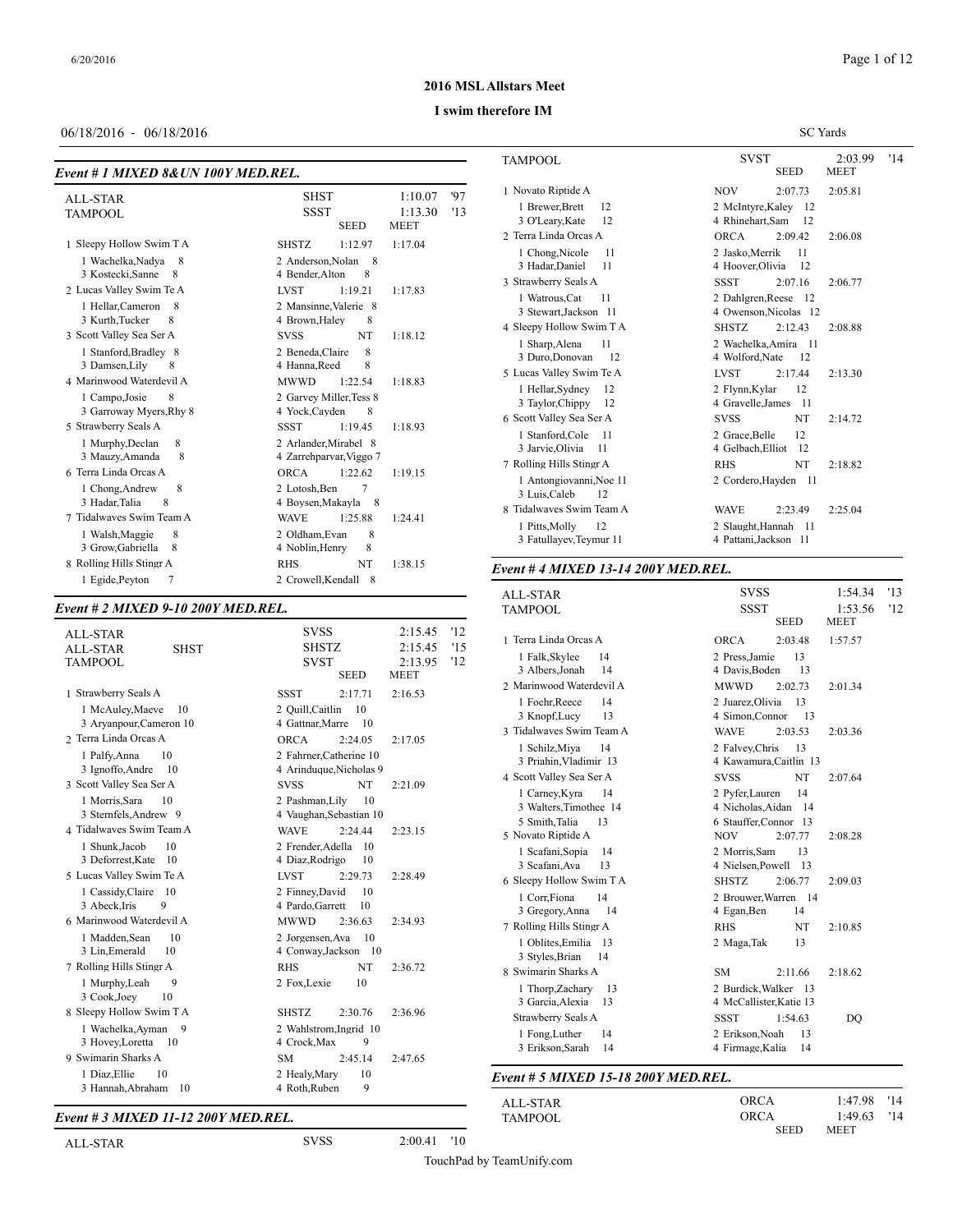## 2016 MSL Allstars Meet

### I swim therefore IM

06/18/2016 - 06/18/2016

SC Yards

### Event # 1 MIXED 8&UN 100Y MED.REL.

| | | | |
|---|---|---|---|
| ALL-STAR | SHST | 1:10.07 | '97 |
| TAMPOOL | SSST | 1:13.30 | '13 |
| | | SEED | MEET |

| Team | | Seed | Meet |
|---|---|---|---|
| 1 Sleepy Hollow Swim T A | SHSTZ | 1:12.97 | 1:17.04 |
| 1 Wachelka,Nadya 8 | 2 Anderson,Nolan 8 | | |
| 3 Kostecki,Sanne 8 | 4 Bender,Alton 8 | | |
| 2 Lucas Valley Swim Te A | LVST | 1:19.21 | 1:17.83 |
| 1 Hellar,Cameron 8 | 2 Mansinne,Valerie 8 | | |
| 3 Kurth,Tucker 8 | 4 Brown,Haley 8 | | |
| 3 Scott Valley Sea Ser A | SVSS | NT | 1:18.12 |
| 1 Stanford,Bradley 8 | 2 Beneda,Claire 8 | | |
| 3 Damsen,Lily 8 | 4 Hanna,Reed 8 | | |
| 4 Marinwood Waterdevil A | MWWD | 1:22.54 | 1:18.83 |
| 1 Campo,Josie 8 | 2 Garvey Miller,Tess 8 | | |
| 3 Garroway Myers,Rhy 8 | 4 Yock,Cayden 8 | | |
| 5 Strawberry Seals A | SSST | 1:19.45 | 1:18.93 |
| 1 Murphy,Declan 8 | 2 Arlander,Mirabel 8 | | |
| 3 Mauzy,Amanda 8 | 4 Zarrehparvar,Viggo 7 | | |
| 6 Terra Linda Orcas A | ORCA | 1:22.62 | 1:19.15 |
| 1 Chong,Andrew 8 | 2 Lotosh,Ben 7 | | |
| 3 Hadar,Talia 8 | 4 Boysen,Makayla 8 | | |
| 7 Tidalwaves Swim Team A | WAVE | 1:25.88 | 1:24.41 |
| 1 Walsh,Maggie 8 | 2 Oldham,Evan 8 | | |
| 3 Grow,Gabriella 8 | 4 Noblin,Henry 8 | | |
| 8 Rolling Hills Stingr A | RHS | NT | 1:38.15 |
| 1 Egide,Peyton 7 | 2 Crowell,Kendall 8 | | |

### Event # 2 MIXED 9-10 200Y MED.REL.

| | | | |
|---|---|---|---|
| ALL-STAR | SVSS | 2:15.45 | '12 |
| ALL-STAR SHST | SHSTZ | 2:15.45 | '15 |
| TAMPOOL | SVST | 2:13.95 | '12 |
| | | SEED | MEET |

| Team | | Seed | Meet |
|---|---|---|---|
| 1 Strawberry Seals A | SSST | 2:17.71 | 2:16.53 |
| 1 McAuley,Maeve 10 | 2 Quill,Caitlin 10 | | |
| 3 Aryanpour,Cameron 10 | 4 Gattnar,Marre 10 | | |
| 2 Terra Linda Orcas A | ORCA | 2:24.05 | 2:17.05 |
| 1 Palfy,Anna 10 | 2 Fahrner,Catherine 10 | | |
| 3 Ignoffo,Andre 10 | 4 Arinduque,Nicholas 9 | | |
| 3 Scott Valley Sea Ser A | SVSS | NT | 2:21.09 |
| 1 Morris,Sara 10 | 2 Pashman,Lily 10 | | |
| 3 Sternfels,Andrew 9 | 4 Vaughan,Sebastian 10 | | |
| 4 Tidalwaves Swim Team A | WAVE | 2:24.44 | 2:23.15 |
| 1 Shunk,Jacob 10 | 2 Frender,Adella 10 | | |
| 3 Deforrest,Kate 10 | 4 Diaz,Rodrigo 10 | | |
| 5 Lucas Valley Swim Te A | LVST | 2:29.73 | 2:28.49 |
| 1 Cassidy,Claire 10 | 2 Finney,David 10 | | |
| 3 Abeck,Iris 9 | 4 Pardo,Garrett 10 | | |
| 6 Marinwood Waterdevil A | MWWD | 2:36.63 | 2:34.93 |
| 1 Madden,Sean 10 | 2 Jorgensen,Ava 10 | | |
| 3 Lin,Emerald 10 | 4 Conway,Jackson 10 | | |
| 7 Rolling Hills Stingr A | RHS | NT | 2:36.72 |
| 1 Murphy,Leah 9 | 2 Fox,Lexie 10 | | |
| 3 Cook,Joey 10 | | | |
| 8 Sleepy Hollow Swim T A | SHSTZ | 2:30.76 | 2:36.96 |
| 1 Wachelka,Ayman 9 | 2 Wahlstrom,Ingrid 10 | | |
| 3 Hovey,Loretta 10 | 4 Crock,Max 9 | | |
| 9 Swimarin Sharks A | SM | 2:45.14 | 2:47.65 |
| 1 Diaz,Ellie 10 | 2 Healy,Mary 10 | | |
| 3 Hannah,Abraham 10 | 4 Roth,Ruben 9 | | |

### Event # 3 MIXED 11-12 200Y MED.REL.

| | | | |
|---|---|---|---|
| ALL-STAR | SVSS | 2:00.41 | '10 |
| TAMPOOL | SVST | 2:03.99 | '14 |
| | | SEED | MEET |

| Team | | Seed | Meet |
|---|---|---|---|
| 1 Novato Riptide A | NOV | 2:07.73 | 2:05.81 |
| 1 Brewer,Brett 12 | 2 McIntyre,Kaley 12 | | |
| 3 O'Leary,Kate 12 | 4 Rhinehart,Sam 12 | | |
| 2 Terra Linda Orcas A | ORCA | 2:09.42 | 2:06.08 |
| 1 Chong,Nicole 11 | 2 Jasko,Merrik 11 | | |
| 3 Hadar,Daniel 11 | 4 Hoover,Olivia 12 | | |
| 3 Strawberry Seals A | SSST | 2:07.16 | 2:06.77 |
| 1 Watrous,Cat 11 | 2 Dahlgren,Reese 12 | | |
| 3 Stewart,Jackson 11 | 4 Owenson,Nicolas 12 | | |
| 4 Sleepy Hollow Swim T A | SHSTZ | 2:12.43 | 2:08.88 |
| 1 Sharp,Alena 11 | 2 Wachelka,Amira 11 | | |
| 3 Duro,Donovan 12 | 4 Wolford,Nate 12 | | |
| 5 Lucas Valley Swim Te A | LVST | 2:17.44 | 2:13.30 |
| 1 Hellar,Sydney 12 | 2 Flynn,Kylar 12 | | |
| 3 Taylor,Chippy 12 | 4 Gravelle,James 11 | | |
| 6 Scott Valley Sea Ser A | SVSS | NT | 2:14.72 |
| 1 Stanford,Cole 11 | 2 Grace,Belle 12 | | |
| 3 Jarvie,Olivia 11 | 4 Gelbach,Elliot 12 | | |
| 7 Rolling Hills Stingr A | RHS | NT | 2:18.82 |
| 1 Antongiovanni,Noe 11 | 2 Cordero,Hayden 11 | | |
| 3 Luis,Caleb 12 | | | |
| 8 Tidalwaves Swim Team A | WAVE | 2:23.49 | 2:25.04 |
| 1 Pitts,Molly 12 | 2 Slaught,Hannah 11 | | |
| 3 Fatullayev,Teymur 11 | 4 Pattani,Jackson 11 | | |

### Event # 4 MIXED 13-14 200Y MED.REL.

| | | | |
|---|---|---|---|
| ALL-STAR | SVSS | 1:54.34 | '13 |
| TAMPOOL | SSST | 1:53.56 | '12 |
| | | SEED | MEET |

| Team | | Seed | Meet |
|---|---|---|---|
| 1 Terra Linda Orcas A | ORCA | 2:03.48 | 1:57.57 |
| 1 Falk,Skylee 14 | 2 Press,Jamie 13 | | |
| 3 Albers,Jonah 14 | 4 Davis,Boden 13 | | |
| 2 Marinwood Waterdevil A | MWWD | 2:02.73 | 2:01.34 |
| 1 Foehr,Reece 14 | 2 Juarez,Olivia 13 | | |
| 3 Knopf,Lucy 13 | 4 Simon,Connor 13 | | |
| 3 Tidalwaves Swim Team A | WAVE | 2:03.53 | 2:03.36 |
| 1 Schilz,Miya 14 | 2 Falvey,Chris 13 | | |
| 3 Priahin,Vladimir 13 | 4 Kawamura,Caitlin 13 | | |
| 4 Scott Valley Sea Ser A | SVSS | NT | 2:07.64 |
| 1 Carney,Kyra 14 | 2 Pyfer,Lauren 14 | | |
| 3 Walters,Timothee 14 | 4 Nicholas,Aidan 14 | | |
| 5 Smith,Talia 13 | 6 Stauffer,Connor 13 | | |
| 5 Novato Riptide A | NOV | 2:07.77 | 2:08.28 |
| 1 Scafani,Sopia 14 | 2 Morris,Sam 13 | | |
| 3 Scafani,Ava 13 | 4 Nielsen,Powell 13 | | |
| 6 Sleepy Hollow Swim T A | SHSTZ | 2:06.77 | 2:09.03 |
| 1 Corr,Fiona 14 | 2 Brouwer,Warren 14 | | |
| 3 Gregory,Anna 14 | 4 Egan,Ben 14 | | |
| 7 Rolling Hills Stingr A | RHS | NT | 2:10.85 |
| 1 Oblites,Emilia 13 | 2 Maga,Tak 13 | | |
| 3 Styles,Brian 14 | | | |
| 8 Swimarin Sharks A | SM | 2:11.66 | 2:18.62 |
| 1 Thorp,Zachary 13 | 2 Burdick,Walker 13 | | |
| 3 Garcia,Alexia 13 | 4 McCallister,Katie 13 | | |
| Strawberry Seals A | SSST | 1:54.63 | DQ |
| 1 Fong,Luther 14 | 2 Erikson,Noah 13 | | |
| 3 Erikson,Sarah 14 | 4 Firmage,Kalia 14 | | |

### Event # 5 MIXED 15-18 200Y MED.REL.

| | | | |
|---|---|---|---|
| ALL-STAR | ORCA | 1:47.98 | '14 |
| TAMPOOL | ORCA | 1:49.63 | '14 |
| | | SEED | MEET |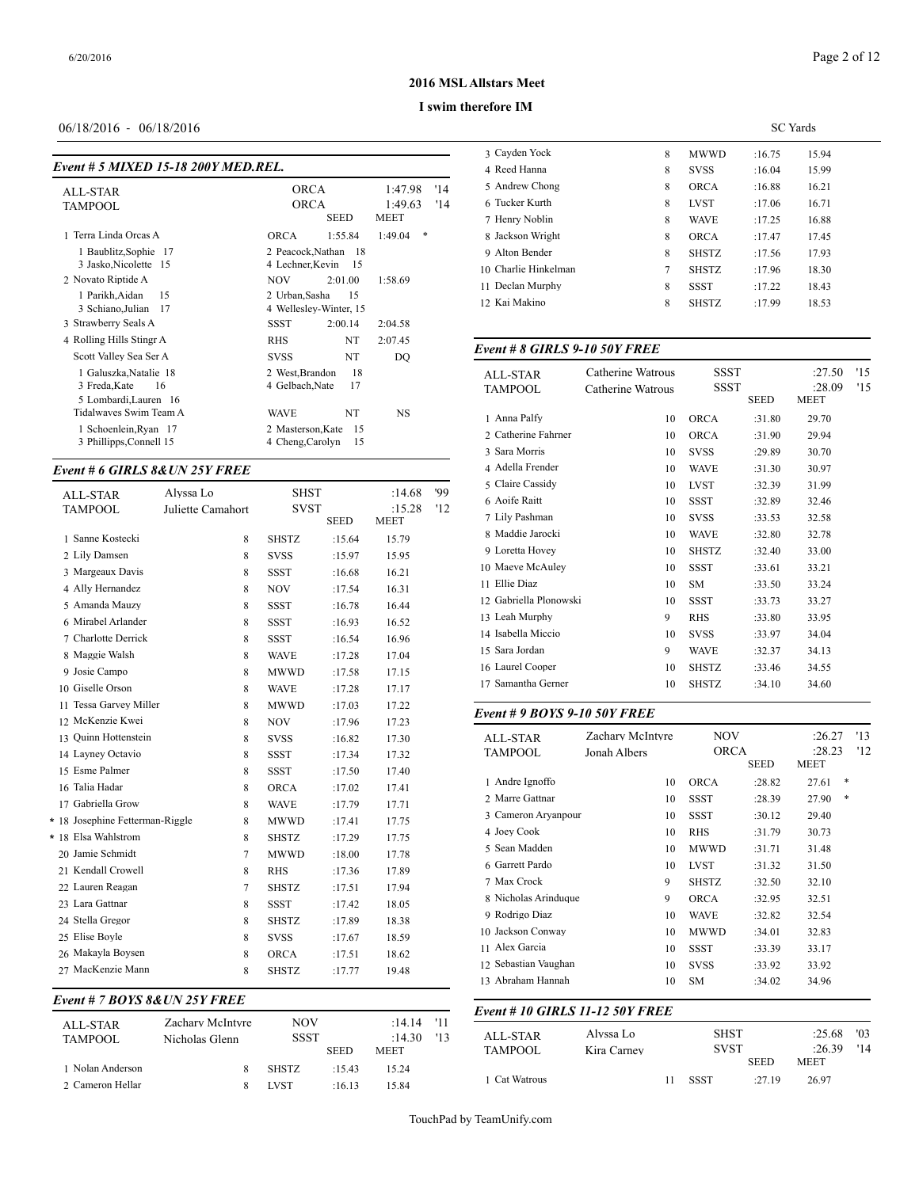## 2016 MSL Allstars Meet

### I swim therefore IM

06/18/2016 - 06/18/2016 SC Yards

#### Event # 5 MIXED 15-18 200Y MED.REL.

| | | | |
|---|---|---|---|
| ALL-STAR | ORCA | 1:47.98 | '14 |
| TAMPOOL | ORCA | 1:49.63 | '14 |

| | Team | SEED | MEET |
|---|---|---|---|
| 1 Terra Linda Orcas A | ORCA | 1:55.84 | 1:49.04 * |
| 1 Baublitz,Sophie 17; 2 Peacock,Nathan 18; 3 Jasko,Nicolette 15; 4 Lechner,Kevin 15 | | | |
| 2 Novato Riptide A | NOV | 2:01.00 | 1:58.69 |
| 1 Parikh,Aidan 15; 2 Urban,Sasha 15; 3 Schiano,Julian 17; 4 Wellesley-Winter, 15 | | | |
| 3 Strawberry Seals A | SSST | 2:00.14 | 2:04.58 |
| 4 Rolling Hills Stingr A | RHS | NT | 2:07.45 |
| Scott Valley Sea Ser A | SVSS | NT | DQ |
| 1 Galuszka,Natalie 18; 2 West,Brandon 18; 3 Freda,Kate 16; 4 Gelbach,Nate 17; 5 Lombardi,Lauren 16 | | | |
| Tidalwaves Swim Team A | WAVE | NT | NS |
| 1 Schoenlein,Ryan 17; 2 Masterson,Kate 15; 3 Phillipps,Connell 15; 4 Cheng,Carolyn 15 | | | |

#### Event # 6 GIRLS 8&UN 25Y FREE

| | | | | |
|---|---|---|---|---|
| ALL-STAR | Alyssa Lo | SHST | :14.68 | '99 |
| TAMPOOL | Juliette Camahort | SVST | :15.28 | '12 |

| | Name | Age | Team | SEED | MEET |
|---|---|---|---|---|---|
| 1 | Sanne Kostecki | 8 | SHSTZ | :15.64 | 15.79 |
| 2 | Lily Damsen | 8 | SVSS | :15.97 | 15.95 |
| 3 | Margeaux Davis | 8 | SSST | :16.68 | 16.21 |
| 4 | Ally Hernandez | 8 | NOV | :17.54 | 16.31 |
| 5 | Amanda Mauzy | 8 | SSST | :16.78 | 16.44 |
| 6 | Mirabel Arlander | 8 | SSST | :16.93 | 16.52 |
| 7 | Charlotte Derrick | 8 | SSST | :16.54 | 16.96 |
| 8 | Maggie Walsh | 8 | WAVE | :17.28 | 17.04 |
| 9 | Josie Campo | 8 | MWWD | :17.58 | 17.15 |
| 10 | Giselle Orson | 8 | WAVE | :17.28 | 17.17 |
| 11 | Tessa Garvey Miller | 8 | MWWD | :17.03 | 17.22 |
| 12 | McKenzie Kwei | 8 | NOV | :17.96 | 17.23 |
| 13 | Quinn Hottenstein | 8 | SVSS | :16.82 | 17.30 |
| 14 | Layney Octavio | 8 | SSST | :17.34 | 17.32 |
| 15 | Esme Palmer | 8 | SSST | :17.50 | 17.40 |
| 16 | Talia Hadar | 8 | ORCA | :17.02 | 17.41 |
| 17 | Gabriella Grow | 8 | WAVE | :17.79 | 17.71 |
| * 18 | Josephine Fetterman-Riggle | 8 | MWWD | :17.41 | 17.75 |
| * 18 | Elsa Wahlstrom | 8 | SHSTZ | :17.29 | 17.75 |
| 20 | Jamie Schmidt | 7 | MWWD | :18.00 | 17.78 |
| 21 | Kendall Crowell | 8 | RHS | :17.36 | 17.89 |
| 22 | Lauren Reagan | 7 | SHSTZ | :17.51 | 17.94 |
| 23 | Lara Gattnar | 8 | SSST | :17.42 | 18.05 |
| 24 | Stella Gregor | 8 | SHSTZ | :17.89 | 18.38 |
| 25 | Elise Boyle | 8 | SVSS | :17.67 | 18.59 |
| 26 | Makayla Boysen | 8 | ORCA | :17.51 | 18.62 |
| 27 | MacKenzie Mann | 8 | SHSTZ | :17.77 | 19.48 |

#### Event # 7 BOYS 8&UN 25Y FREE

| | | | | |
|---|---|---|---|---|
| ALL-STAR | Zachary McIntyre | NOV | :14.14 | '11 |
| TAMPOOL | Nicholas Glenn | SSST | :14.30 | '13 |

| | Name | Age | Team | SEED | MEET |
|---|---|---|---|---|---|
| 1 | Nolan Anderson | 8 | SHSTZ | :15.43 | 15.24 |
| 2 | Cameron Hellar | 8 | LVST | :16.13 | 15.84 |
| 3 | Cayden Yock | 8 | MWWD | :16.75 | 15.94 |
| 4 | Reed Hanna | 8 | SVSS | :16.04 | 15.99 |
| 5 | Andrew Chong | 8 | ORCA | :16.88 | 16.21 |
| 6 | Tucker Kurth | 8 | LVST | :17.06 | 16.71 |
| 7 | Henry Noblin | 8 | WAVE | :17.25 | 16.88 |
| 8 | Jackson Wright | 8 | ORCA | :17.47 | 17.45 |
| 9 | Alton Bender | 8 | SHSTZ | :17.56 | 17.93 |
| 10 | Charlie Hinkelman | 7 | SHSTZ | :17.96 | 18.30 |
| 11 | Declan Murphy | 8 | SSST | :17.22 | 18.43 |
| 12 | Kai Makino | 8 | SHSTZ | :17.99 | 18.53 |

#### Event # 8 GIRLS 9-10 50Y FREE

| | | | | |
|---|---|---|---|---|
| ALL-STAR | Catherine Watrous | SSST | :27.50 | '15 |
| TAMPOOL | Catherine Watrous | SSST | :28.09 | '15 |

| | Name | Age | Team | SEED | MEET |
|---|---|---|---|---|---|
| 1 | Anna Palfy | 10 | ORCA | :31.80 | 29.70 |
| 2 | Catherine Fahrner | 10 | ORCA | :31.90 | 29.94 |
| 3 | Sara Morris | 10 | SVSS | :29.89 | 30.70 |
| 4 | Adella Frender | 10 | WAVE | :31.30 | 30.97 |
| 5 | Claire Cassidy | 10 | LVST | :32.39 | 31.99 |
| 6 | Aoife Raitt | 10 | SSST | :32.89 | 32.46 |
| 7 | Lily Pashman | 10 | SVSS | :33.53 | 32.58 |
| 8 | Maddie Jarocki | 10 | WAVE | :32.80 | 32.78 |
| 9 | Loretta Hovey | 10 | SHSTZ | :32.40 | 33.00 |
| 10 | Maeve McAuley | 10 | SSST | :33.61 | 33.21 |
| 11 | Ellie Diaz | 10 | SM | :33.50 | 33.24 |
| 12 | Gabriella Plonowski | 10 | SSST | :33.73 | 33.27 |
| 13 | Leah Murphy | 9 | RHS | :33.80 | 33.95 |
| 14 | Isabella Miccio | 10 | SVSS | :33.97 | 34.04 |
| 15 | Sara Jordan | 9 | WAVE | :32.37 | 34.13 |
| 16 | Laurel Cooper | 10 | SHSTZ | :33.46 | 34.55 |
| 17 | Samantha Gerner | 10 | SHSTZ | :34.10 | 34.60 |

#### Event # 9 BOYS 9-10 50Y FREE

| | | | | |
|---|---|---|---|---|
| ALL-STAR | Zachary McIntyre | NOV | :26.27 | '13 |
| TAMPOOL | Jonah Albers | ORCA | :28.23 | '12 |

| | Name | Age | Team | SEED | MEET |
|---|---|---|---|---|---|
| 1 | Andre Ignoffo | 10 | ORCA | :28.82 | 27.61 * |
| 2 | Marre Gattnar | 10 | SSST | :28.39 | 27.90 * |
| 3 | Cameron Aryanpour | 10 | SSST | :30.12 | 29.40 |
| 4 | Joey Cook | 10 | RHS | :31.79 | 30.73 |
| 5 | Sean Madden | 10 | MWWD | :31.71 | 31.48 |
| 6 | Garrett Pardo | 10 | LVST | :31.32 | 31.50 |
| 7 | Max Crock | 9 | SHSTZ | :32.50 | 32.10 |
| 8 | Nicholas Arinduque | 9 | ORCA | :32.95 | 32.51 |
| 9 | Rodrigo Diaz | 10 | WAVE | :32.82 | 32.54 |
| 10 | Jackson Conway | 10 | MWWD | :34.01 | 32.83 |
| 11 | Alex Garcia | 10 | SSST | :33.39 | 33.17 |
| 12 | Sebastian Vaughan | 10 | SVSS | :33.92 | 33.92 |
| 13 | Abraham Hannah | 10 | SM | :34.02 | 34.96 |

#### Event # 10 GIRLS 11-12 50Y FREE

| | | | | |
|---|---|---|---|---|
| ALL-STAR | Alyssa Lo | SHST | :25.68 | '03 |
| TAMPOOL | Kira Carney | SVST | :26.39 | '14 |

| | Name | Age | Team | SEED | MEET |
|---|---|---|---|---|---|
| 1 | Cat Watrous | 11 | SSST | :27.19 | 26.97 |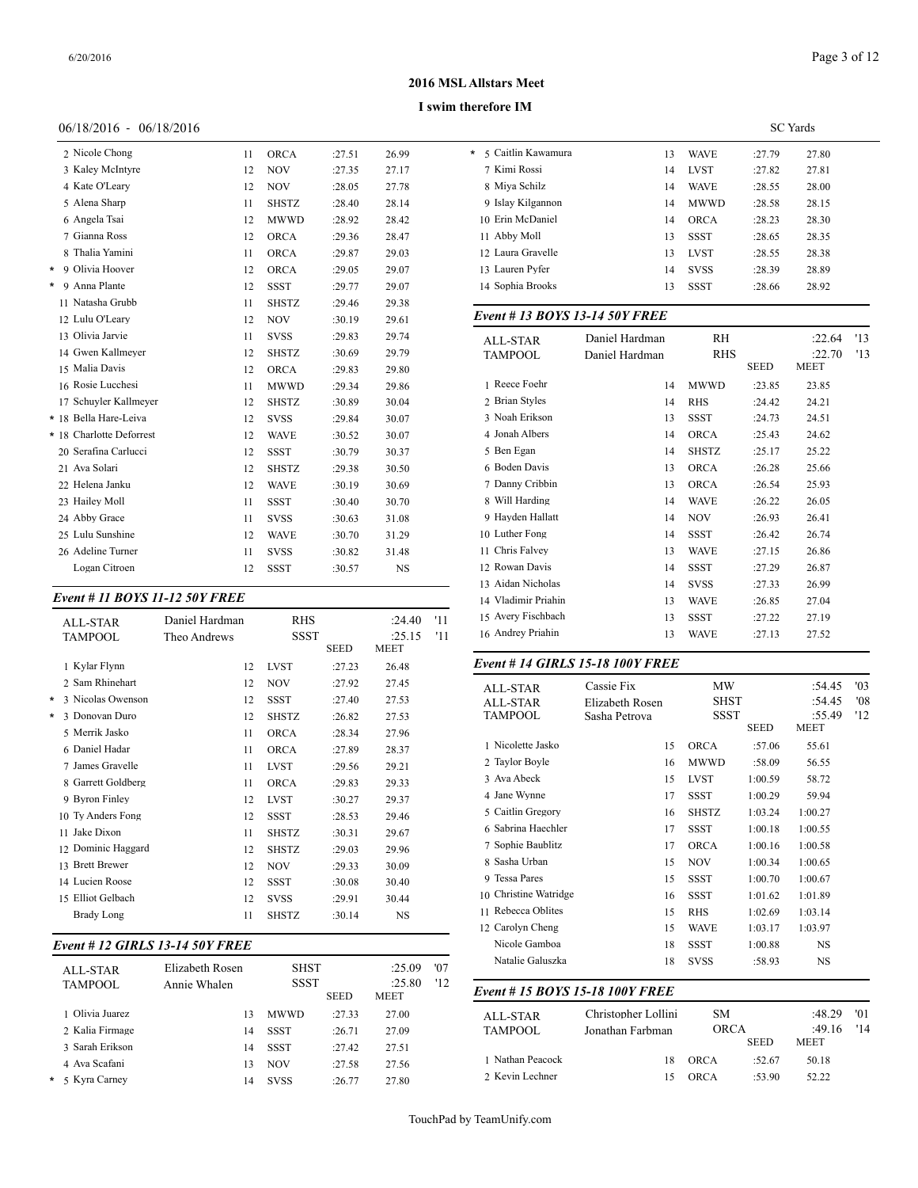# 2016 MSL Allstars Meet

## I swim therefore IM

06/18/2016 - 06/18/2016

SC Yards

| | Name | Age | Team | Seed | Finals |
|---|---|---|---|---|---|
| | 2 Nicole Chong | 11 | ORCA | :27.51 | 26.99 |
| | 3 Kaley McIntyre | 12 | NOV | :27.35 | 27.17 |
| | 4 Kate O'Leary | 12 | NOV | :28.05 | 27.78 |
| | 5 Alena Sharp | 11 | SHSTZ | :28.40 | 28.14 |
| | 6 Angela Tsai | 12 | MWWD | :28.92 | 28.42 |
| | 7 Gianna Ross | 12 | ORCA | :29.36 | 28.47 |
| | 8 Thalia Yamini | 11 | ORCA | :29.87 | 29.03 |
| * | 9 Olivia Hoover | 12 | ORCA | :29.05 | 29.07 |
| * | 9 Anna Plante | 12 | SSST | :29.77 | 29.07 |
| | 11 Natasha Grubb | 11 | SHSTZ | :29.46 | 29.38 |
| | 12 Lulu O'Leary | 12 | NOV | :30.19 | 29.61 |
| | 13 Olivia Jarvie | 11 | SVSS | :29.83 | 29.74 |
| | 14 Gwen Kallmeyer | 12 | SHSTZ | :30.69 | 29.79 |
| | 15 Malia Davis | 12 | ORCA | :29.83 | 29.80 |
| | 16 Rosie Lucchesi | 11 | MWWD | :29.34 | 29.86 |
| | 17 Schuyler Kallmeyer | 12 | SHSTZ | :30.89 | 30.04 |
| * | 18 Bella Hare-Leiva | 12 | SVSS | :29.84 | 30.07 |
| * | 18 Charlotte Deforrest | 12 | WAVE | :30.52 | 30.07 |
| | 20 Serafina Carlucci | 12 | SSST | :30.79 | 30.37 |
| | 21 Ava Solari | 12 | SHSTZ | :29.38 | 30.50 |
| | 22 Helena Janku | 12 | WAVE | :30.19 | 30.69 |
| | 23 Hailey Moll | 11 | SSST | :30.40 | 30.70 |
| | 24 Abby Grace | 11 | SVSS | :30.63 | 31.08 |
| | 25 Lulu Sunshine | 12 | WAVE | :30.70 | 31.29 |
| | 26 Adeline Turner | 11 | SVSS | :30.82 | 31.48 |
| | Logan Citroen | 12 | SSST | :30.57 | NS |

### Event # 11 BOYS 11-12 50Y FREE

| | | | | | |
|---|---|---|---|---|---|
| ALL-STAR | Daniel Hardman | RHS | | :24.40 | '11 |
| TAMPOOL | Theo Andrews | SSST | | :25.15 | '11 |
| | | | SEED | MEET | |

| | Name | Age | Team | Seed | Finals |
|---|---|---|---|---|---|
| | 1 Kylar Flynn | 12 | LVST | :27.23 | 26.48 |
| | 2 Sam Rhinehart | 12 | NOV | :27.92 | 27.45 |
| * | 3 Nicolas Owenson | 12 | SSST | :27.40 | 27.53 |
| * | 3 Donovan Duro | 12 | SHSTZ | :26.82 | 27.53 |
| | 5 Merrik Jasko | 11 | ORCA | :28.34 | 27.96 |
| | 6 Daniel Hadar | 11 | ORCA | :27.89 | 28.37 |
| | 7 James Gravelle | 11 | LVST | :29.56 | 29.21 |
| | 8 Garrett Goldberg | 11 | ORCA | :29.83 | 29.33 |
| | 9 Byron Finley | 12 | LVST | :30.27 | 29.37 |
| | 10 Ty Anders Fong | 12 | SSST | :28.53 | 29.46 |
| | 11 Jake Dixon | 11 | SHSTZ | :30.31 | 29.67 |
| | 12 Dominic Haggard | 12 | SHSTZ | :29.03 | 29.96 |
| | 13 Brett Brewer | 12 | NOV | :29.33 | 30.09 |
| | 14 Lucien Roose | 12 | SSST | :30.08 | 30.40 |
| | 15 Elliot Gelbach | 12 | SVSS | :29.91 | 30.44 |
| | Brady Long | 11 | SHSTZ | :30.14 | NS |

### Event # 12 GIRLS 13-14 50Y FREE

| | | | | | |
|---|---|---|---|---|---|
| ALL-STAR | Elizabeth Rosen | SHST | | :25.09 | '07 |
| TAMPOOL | Annie Whalen | SSST | | :25.80 | '12 |
| | | | SEED | MEET | |

| | Name | Age | Team | Seed | Finals |
|---|---|---|---|---|---|
| | 1 Olivia Juarez | 13 | MWWD | :27.33 | 27.00 |
| | 2 Kalia Firmage | 14 | SSST | :26.71 | 27.09 |
| | 3 Sarah Erikson | 14 | SSST | :27.42 | 27.51 |
| | 4 Ava Scafani | 13 | NOV | :27.58 | 27.56 |
| * | 5 Kyra Carney | 14 | SVSS | :26.77 | 27.80 |
| * | 5 Caitlin Kawamura | 13 | WAVE | :27.79 | 27.80 |
| | 7 Kimi Rossi | 14 | LVST | :27.82 | 27.81 |
| | 8 Miya Schilz | 14 | WAVE | :28.55 | 28.00 |
| | 9 Islay Kilgannon | 14 | MWWD | :28.58 | 28.15 |
| | 10 Erin McDaniel | 14 | ORCA | :28.23 | 28.30 |
| | 11 Abby Moll | 13 | SSST | :28.65 | 28.35 |
| | 12 Laura Gravelle | 13 | LVST | :28.55 | 28.38 |
| | 13 Lauren Pyfer | 14 | SVSS | :28.39 | 28.89 |
| | 14 Sophia Brooks | 13 | SSST | :28.66 | 28.92 |

### Event # 13 BOYS 13-14 50Y FREE

| | | | | | |
|---|---|---|---|---|---|
| ALL-STAR | Daniel Hardman | RH | | :22.64 | '13 |
| TAMPOOL | Daniel Hardman | RHS | | :22.70 | '13 |
| | | | SEED | MEET | |

| Name | Age | Team | Seed | Finals |
|---|---|---|---|---|
| 1 Reece Foehr | 14 | MWWD | :23.85 | 23.85 |
| 2 Brian Styles | 14 | RHS | :24.42 | 24.21 |
| 3 Noah Erikson | 13 | SSST | :24.73 | 24.51 |
| 4 Jonah Albers | 14 | ORCA | :25.43 | 24.62 |
| 5 Ben Egan | 14 | SHSTZ | :25.17 | 25.22 |
| 6 Boden Davis | 13 | ORCA | :26.28 | 25.66 |
| 7 Danny Cribbin | 13 | ORCA | :26.54 | 25.93 |
| 8 Will Harding | 14 | WAVE | :26.22 | 26.05 |
| 9 Hayden Hallatt | 14 | NOV | :26.93 | 26.41 |
| 10 Luther Fong | 14 | SSST | :26.42 | 26.74 |
| 11 Chris Falvey | 13 | WAVE | :27.15 | 26.86 |
| 12 Rowan Davis | 14 | SSST | :27.29 | 26.87 |
| 13 Aidan Nicholas | 14 | SVSS | :27.33 | 26.99 |
| 14 Vladimir Priahin | 13 | WAVE | :26.85 | 27.04 |
| 15 Avery Fischbach | 13 | SSST | :27.22 | 27.19 |
| 16 Andrey Priahin | 13 | WAVE | :27.13 | 27.52 |

### Event # 14 GIRLS 15-18 100Y FREE

| | | | | | |
|---|---|---|---|---|---|
| ALL-STAR | Cassie Fix | MW | | :54.45 | '03 |
| ALL-STAR | Elizabeth Rosen | SHST | | :54.45 | '08 |
| TAMPOOL | Sasha Petrova | SSST | | :55.49 | '12 |
| | | | SEED | MEET | |

| Name | Age | Team | Seed | Finals |
|---|---|---|---|---|
| 1 Nicolette Jasko | 15 | ORCA | :57.06 | 55.61 |
| 2 Taylor Boyle | 16 | MWWD | :58.09 | 56.55 |
| 3 Ava Abeck | 15 | LVST | 1:00.59 | 58.72 |
| 4 Jane Wynne | 17 | SSST | 1:00.29 | 59.94 |
| 5 Caitlin Gregory | 16 | SHSTZ | 1:03.24 | 1:00.27 |
| 6 Sabrina Haechler | 17 | SSST | 1:00.18 | 1:00.55 |
| 7 Sophie Baublitz | 17 | ORCA | 1:00.16 | 1:00.58 |
| 8 Sasha Urban | 15 | NOV | 1:00.34 | 1:00.65 |
| 9 Tessa Pares | 15 | SSST | 1:00.70 | 1:00.67 |
| 10 Christine Watridge | 16 | SSST | 1:01.62 | 1:01.89 |
| 11 Rebecca Oblites | 15 | RHS | 1:02.69 | 1:03.14 |
| 12 Carolyn Cheng | 15 | WAVE | 1:03.17 | 1:03.97 |
| Nicole Gamboa | 18 | SSST | 1:00.88 | NS |
| Natalie Galuszka | 18 | SVSS | :58.93 | NS |

### Event # 15 BOYS 15-18 100Y FREE

| | | | | | |
|---|---|---|---|---|---|
| ALL-STAR | Christopher Lollini | SM | | :48.29 | '01 |
| TAMPOOL | Jonathan Farbman | ORCA | | :49.16 | '14 |
| | | | SEED | MEET | |

| Name | Age | Team | Seed | Finals |
|---|---|---|---|---|
| 1 Nathan Peacock | 18 | ORCA | :52.67 | 50.18 |
| 2 Kevin Lechner | 15 | ORCA | :53.90 | 52.22 |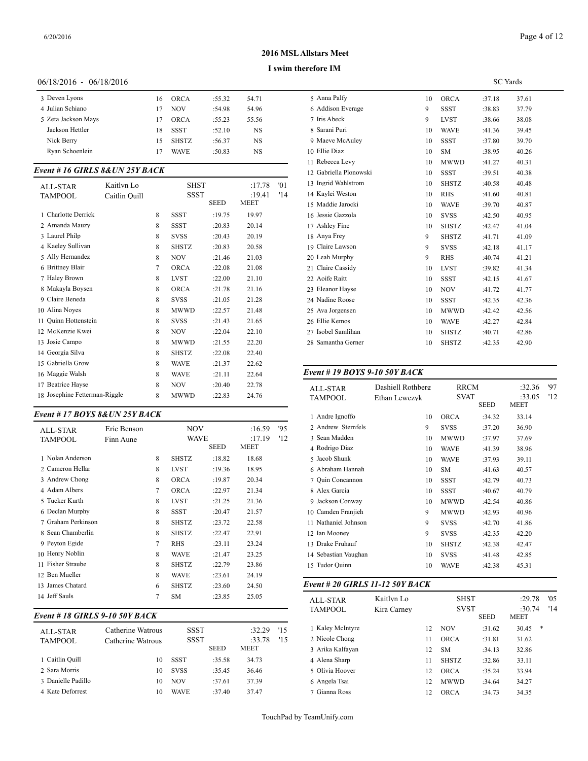# 2016 MSL Allstars Meet

## I swim therefore IM

06/18/2016 - 06/18/2016 SC Yards

| | Age | Team | Seed | Finals |
|---|---|---|---|---|
| 3 Deven Lyons | 16 | ORCA | :55.32 | 54.71 |
| 4 Julian Schiano | 17 | NOV | :54.98 | 54.96 |
| 5 Zeta Jackson Mays | 17 | ORCA | :55.23 | 55.56 |
| Jackson Hettler | 18 | SSST | :52.10 | NS |
| Nick Berry | 15 | SHSTZ | :56.37 | NS |
| Ryan Schoenlein | 17 | WAVE | :50.83 | NS |

### Event # 16 GIRLS 8&UN 25Y BACK

| | | | | |
|---|---|---|---|---|
| ALL-STAR | Kaitlyn Lo | SHST | :17.78 | '01 |
| TAMPOOL | Caitlin Quill | SSST | :19.41 | '14 |

| | Age | Team | SEED | MEET |
|---|---|---|---|---|
| 1 Charlotte Derrick | 8 | SSST | :19.75 | 19.97 |
| 2 Amanda Mauzy | 8 | SSST | :20.83 | 20.14 |
| 3 Laurel Philp | 8 | SVSS | :20.43 | 20.19 |
| 4 Kaeley Sullivan | 8 | SHSTZ | :20.83 | 20.58 |
| 5 Ally Hernandez | 8 | NOV | :21.46 | 21.03 |
| 6 Brittney Blair | 7 | ORCA | :22.08 | 21.08 |
| 7 Haley Brown | 8 | LVST | :22.00 | 21.10 |
| 8 Makayla Boysen | 8 | ORCA | :21.78 | 21.16 |
| 9 Claire Beneda | 8 | SVSS | :21.05 | 21.28 |
| 10 Alina Noyes | 8 | MWWD | :22.57 | 21.48 |
| 11 Quinn Hottenstein | 8 | SVSS | :21.43 | 21.65 |
| 12 McKenzie Kwei | 8 | NOV | :22.04 | 22.10 |
| 13 Josie Campo | 8 | MWWD | :21.55 | 22.20 |
| 14 Georgia Silva | 8 | SHSTZ | :22.08 | 22.40 |
| 15 Gabriella Grow | 8 | WAVE | :21.37 | 22.62 |
| 16 Maggie Walsh | 8 | WAVE | :21.11 | 22.64 |
| 17 Beatrice Hayse | 8 | NOV | :20.40 | 22.78 |
| 18 Josephine Fetterman-Riggle | 8 | MWWD | :22.83 | 24.76 |

### Event # 17 BOYS 8&UN 25Y BACK

| | | | | |
|---|---|---|---|---|
| ALL-STAR | Eric Benson | NOV | :16.59 | '95 |
| TAMPOOL | Finn Aune | WAVE | :17.19 | '12 |

| | Age | Team | SEED | MEET |
|---|---|---|---|---|
| 1 Nolan Anderson | 8 | SHSTZ | :18.82 | 18.68 |
| 2 Cameron Hellar | 8 | LVST | :19.36 | 18.95 |
| 3 Andrew Chong | 8 | ORCA | :19.87 | 20.34 |
| 4 Adam Albers | 7 | ORCA | :22.97 | 21.34 |
| 5 Tucker Kurth | 8 | LVST | :21.25 | 21.36 |
| 6 Declan Murphy | 8 | SSST | :20.47 | 21.57 |
| 7 Graham Perkinson | 8 | SHSTZ | :23.72 | 22.58 |
| 8 Sean Chamberlin | 8 | SHSTZ | :22.47 | 22.91 |
| 9 Peyton Egide | 7 | RHS | :23.11 | 23.24 |
| 10 Henry Noblin | 8 | WAVE | :21.47 | 23.25 |
| 11 Fisher Straube | 8 | SHSTZ | :22.79 | 23.86 |
| 12 Ben Mueller | 8 | WAVE | :23.61 | 24.19 |
| 13 James Chatard | 6 | SHSTZ | :23.60 | 24.50 |
| 14 Jeff Sauls | 7 | SM | :23.85 | 25.05 |

### Event # 18 GIRLS 9-10 50Y BACK

| | | | | |
|---|---|---|---|---|
| ALL-STAR | Catherine Watrous | SSST | :32.29 | '15 |
| TAMPOOL | Catherine Watrous | SSST | :33.78 | '15 |

| | Age | Team | SEED | MEET |
|---|---|---|---|---|
| 1 Caitlin Quill | 10 | SSST | :35.58 | 34.73 |
| 2 Sara Morris | 10 | SVSS | :35.45 | 36.46 |
| 3 Danielle Padillo | 10 | NOV | :37.61 | 37.39 |
| 4 Kate Deforrest | 10 | WAVE | :37.40 | 37.47 |
| 5 Anna Palfy | 10 | ORCA | :37.18 | 37.61 |
| 6 Addison Everage | 9 | SSST | :38.83 | 37.79 |
| 7 Iris Abeck | 9 | LVST | :38.66 | 38.08 |
| 8 Sarani Puri | 10 | WAVE | :41.36 | 39.45 |
| 9 Maeve McAuley | 10 | SSST | :37.80 | 39.70 |
| 10 Ellie Diaz | 10 | SM | :38.95 | 40.26 |
| 11 Rebecca Levy | 10 | MWWD | :41.27 | 40.31 |
| 12 Gabriella Plonowski | 10 | SSST | :39.51 | 40.38 |
| 13 Ingrid Wahlstrom | 10 | SHSTZ | :40.58 | 40.48 |
| 14 Kaylei Weston | 10 | RHS | :41.60 | 40.81 |
| 15 Maddie Jarocki | 10 | WAVE | :39.70 | 40.87 |
| 16 Jessie Gazzola | 10 | SVSS | :42.50 | 40.95 |
| 17 Ashley Fine | 10 | SHSTZ | :42.47 | 41.04 |
| 18 Anya Frey | 9 | SHSTZ | :41.71 | 41.09 |
| 19 Claire Lawson | 9 | SVSS | :42.18 | 41.17 |
| 20 Leah Murphy | 9 | RHS | :40.74 | 41.21 |
| 21 Claire Cassidy | 10 | LVST | :39.82 | 41.34 |
| 22 Aoife Raitt | 10 | SSST | :42.15 | 41.67 |
| 23 Eleanor Hayse | 10 | NOV | :41.72 | 41.77 |
| 24 Nadine Roose | 10 | SSST | :42.35 | 42.36 |
| 25 Ava Jorgensen | 10 | MWWD | :42.42 | 42.56 |
| 26 Ellie Kemos | 10 | WAVE | :42.27 | 42.84 |
| 27 Isobel Samlihan | 10 | SHSTZ | :40.71 | 42.86 |
| 28 Samantha Gerner | 10 | SHSTZ | :42.35 | 42.90 |

### Event # 19 BOYS 9-10 50Y BACK

| | | | | |
|---|---|---|---|---|
| ALL-STAR | Dashiell Rothberg | RRCM | :32.36 | '97 |
| TAMPOOL | Ethan Lewczyk | SVAT | :33.05 | '12 |

| | Age | Team | SEED | MEET |
|---|---|---|---|---|
| 1 Andre Ignoffo | 10 | ORCA | :34.32 | 33.14 |
| 2 Andrew Sternfels | 9 | SVSS | :37.20 | 36.90 |
| 3 Sean Madden | 10 | MWWD | :37.97 | 37.69 |
| 4 Rodrigo Diaz | 10 | WAVE | :41.39 | 38.96 |
| 5 Jacob Shunk | 10 | WAVE | :37.93 | 39.11 |
| 6 Abraham Hannah | 10 | SM | :41.63 | 40.57 |
| 7 Quin Concannon | 10 | SSST | :42.79 | 40.73 |
| 8 Alex Garcia | 10 | SSST | :40.67 | 40.79 |
| 9 Jackson Conway | 10 | MWWD | :42.54 | 40.86 |
| 10 Camden Franjieh | 9 | MWWD | :42.93 | 40.96 |
| 11 Nathaniel Johnson | 9 | SVSS | :42.70 | 41.86 |
| 12 Ian Mooney | 9 | SVSS | :42.35 | 42.20 |
| 13 Drake Fruhauf | 10 | SHSTZ | :42.38 | 42.47 |
| 14 Sebastian Vaughan | 10 | SVSS | :41.48 | 42.85 |
| 15 Tudor Quinn | 10 | WAVE | :42.38 | 45.31 |

### Event # 20 GIRLS 11-12 50Y BACK

| | | | | |
|---|---|---|---|---|
| ALL-STAR | Kaitlyn Lo | SHST | :29.78 | '05 |
| TAMPOOL | Kira Carney | SVST | :30.74 | '14 |

| | Age | Team | SEED | MEET |
|---|---|---|---|---|
| 1 Kaley McIntyre | 12 | NOV | :31.62 | 30.45 * |
| 2 Nicole Chong | 11 | ORCA | :31.81 | 31.62 |
| 3 Arika Kalfayan | 12 | SM | :34.13 | 32.86 |
| 4 Alena Sharp | 11 | SHSTZ | :32.86 | 33.11 |
| 5 Olivia Hoover | 12 | ORCA | :35.24 | 33.94 |
| 6 Angela Tsai | 12 | MWWD | :34.64 | 34.27 |
| 7 Gianna Ross | 12 | ORCA | :34.73 | 34.35 |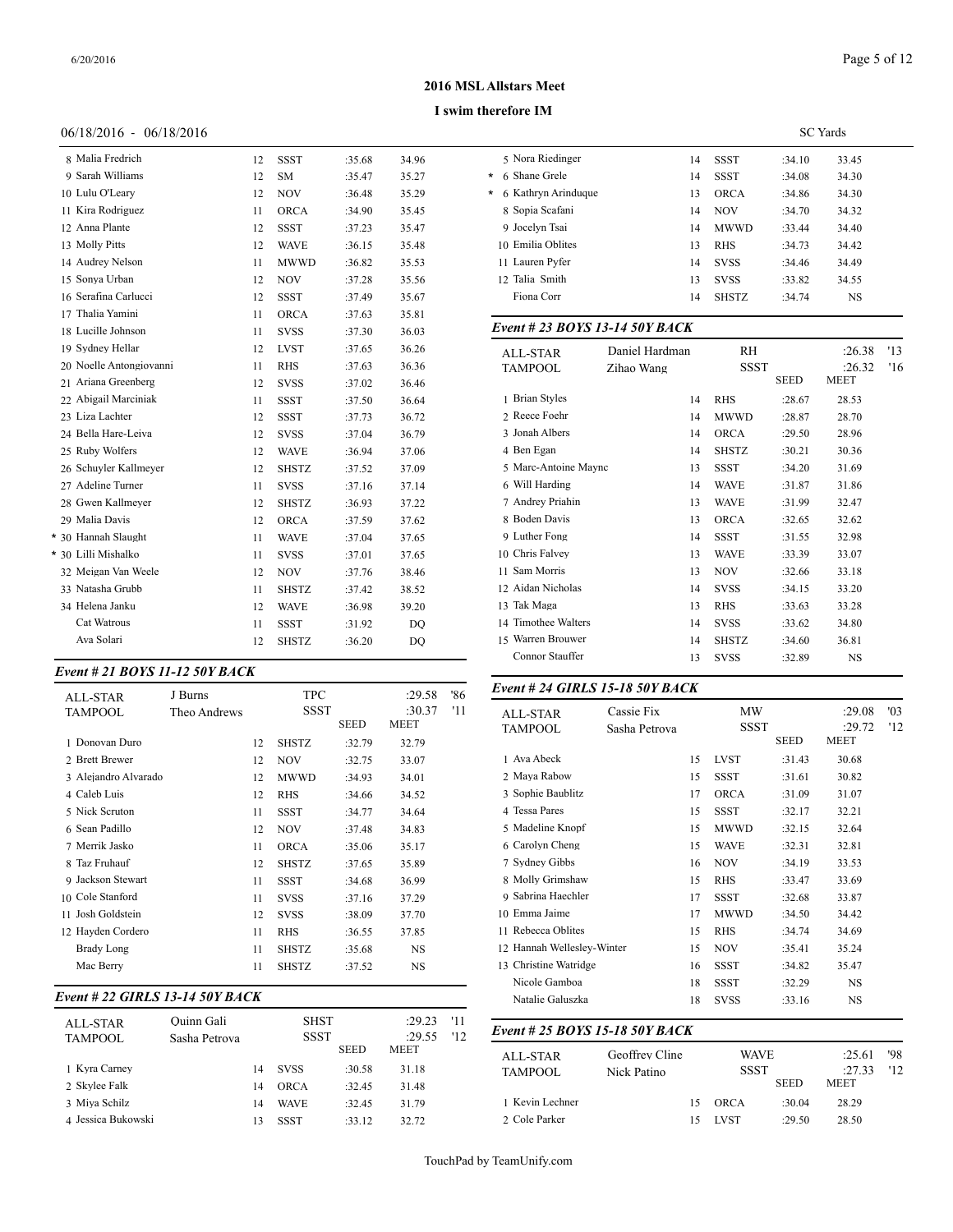# 2016 MSL Allstars Meet

## I swim therefore IM

06/18/2016 - 06/18/2016

SC Yards

| Place | Name | Age | Team | Seed | Finals |
|---|---|---|---|---|---|
| 8 | Malia Fredrich | 12 | SSST | :35.68 | 34.96 |
| 9 | Sarah Williams | 12 | SM | :35.47 | 35.27 |
| 10 | Lulu O'Leary | 12 | NOV | :36.48 | 35.29 |
| 11 | Kira Rodriguez | 11 | ORCA | :34.90 | 35.45 |
| 12 | Anna Plante | 12 | SSST | :37.23 | 35.47 |
| 13 | Molly Pitts | 12 | WAVE | :36.15 | 35.48 |
| 14 | Audrey Nelson | 11 | MWWD | :36.82 | 35.53 |
| 15 | Sonya Urban | 12 | NOV | :37.28 | 35.56 |
| 16 | Serafina Carlucci | 12 | SSST | :37.49 | 35.67 |
| 17 | Thalia Yamini | 11 | ORCA | :37.63 | 35.81 |
| 18 | Lucille Johnson | 11 | SVSS | :37.30 | 36.03 |
| 19 | Sydney Hellar | 12 | LVST | :37.65 | 36.26 |
| 20 | Noelle Antongiovanni | 11 | RHS | :37.63 | 36.36 |
| 21 | Ariana Greenberg | 12 | SVSS | :37.02 | 36.46 |
| 22 | Abigail Marciniak | 11 | SSST | :37.50 | 36.64 |
| 23 | Liza Lachter | 12 | SSST | :37.73 | 36.72 |
| 24 | Bella Hare-Leiva | 12 | SVSS | :37.04 | 36.79 |
| 25 | Ruby Wolfers | 12 | WAVE | :36.94 | 37.06 |
| 26 | Schuyler Kallmeyer | 12 | SHSTZ | :37.52 | 37.09 |
| 27 | Adeline Turner | 11 | SVSS | :37.16 | 37.14 |
| 28 | Gwen Kallmeyer | 12 | SHSTZ | :36.93 | 37.22 |
| 29 | Malia Davis | 12 | ORCA | :37.59 | 37.62 |
| * 30 | Hannah Slaught | 11 | WAVE | :37.04 | 37.65 |
| * 30 | Lilli Mishalko | 11 | SVSS | :37.01 | 37.65 |
| 32 | Meigan Van Weele | 12 | NOV | :37.76 | 38.46 |
| 33 | Natasha Grubb | 11 | SHSTZ | :37.42 | 38.52 |
| 34 | Helena Janku | 12 | WAVE | :36.98 | 39.20 |
| | Cat Watrous | 11 | SSST | :31.92 | DQ |
| | Ava Solari | 12 | SHSTZ | :36.20 | DQ |

### *Event # 21 BOYS 11-12 50Y BACK*

| ALL-STAR | J Burns | | TPC | :29.58 | '86 |
|---|---|---|---|---|---|
| TAMPOOL | Theo Andrews | | SSST | :30.37 | '11 |
| | | | | SEED | MEET |
| 1 Donovan Duro | | 12 | SHSTZ | :32.79 | 32.79 |
| 2 Brett Brewer | | 12 | NOV | :32.75 | 33.07 |
| 3 Alejandro Alvarado | | 12 | MWWD | :34.93 | 34.01 |
| 4 Caleb Luis | | 12 | RHS | :34.66 | 34.52 |
| 5 Nick Scruton | | 11 | SSST | :34.77 | 34.64 |
| 6 Sean Padillo | | 12 | NOV | :37.48 | 34.83 |
| 7 Merrik Jasko | | 11 | ORCA | :35.06 | 35.17 |
| 8 Taz Fruhauf | | 12 | SHSTZ | :37.65 | 35.89 |
| 9 Jackson Stewart | | 11 | SSST | :34.68 | 36.99 |
| 10 Cole Stanford | | 11 | SVSS | :37.16 | 37.29 |
| 11 Josh Goldstein | | 12 | SVSS | :38.09 | 37.70 |
| 12 Hayden Cordero | | 11 | RHS | :36.55 | 37.85 |
| Brady Long | | 11 | SHSTZ | :35.68 | NS |
| Mac Berry | | 11 | SHSTZ | :37.52 | NS |

### *Event # 22 GIRLS 13-14 50Y BACK*

| ALL-STAR | Quinn Gali | | SHST | :29.23 | '11 |
|---|---|---|---|---|---|
| TAMPOOL | Sasha Petrova | | SSST | :29.55 | '12 |
| | | | | SEED | MEET |
| 1 Kyra Carney | | 14 | SVSS | :30.58 | 31.18 |
| 2 Skylee Falk | | 14 | ORCA | :32.45 | 31.48 |
| 3 Miya Schilz | | 14 | WAVE | :32.45 | 31.79 |
| 4 Jessica Bukowski | | 13 | SSST | :33.12 | 32.72 |
| 5 Nora Riedinger | | 14 | SSST | :34.10 | 33.45 |
| * 6 Shane Grele | | 14 | SSST | :34.08 | 34.30 |
| * 6 Kathryn Arinduque | | 13 | ORCA | :34.86 | 34.30 |
| 8 Sopia Scafani | | 14 | NOV | :34.70 | 34.32 |
| 9 Jocelyn Tsai | | 14 | MWWD | :33.44 | 34.40 |
| 10 Emilia Oblites | | 13 | RHS | :34.73 | 34.42 |
| 11 Lauren Pyfer | | 14 | SVSS | :34.46 | 34.49 |
| 12 Talia Smith | | 13 | SVSS | :33.82 | 34.55 |
| Fiona Corr | | 14 | SHSTZ | :34.74 | NS |

### *Event # 23 BOYS 13-14 50Y BACK*

| ALL-STAR | Daniel Hardman | | RH | :26.38 | '13 |
|---|---|---|---|---|---|
| TAMPOOL | Zihao Wang | | SSST | :26.32 | '16 |
| | | | | SEED | MEET |
| 1 Brian Styles | | 14 | RHS | :28.67 | 28.53 |
| 2 Reece Foehr | | 14 | MWWD | :28.87 | 28.70 |
| 3 Jonah Albers | | 14 | ORCA | :29.50 | 28.96 |
| 4 Ben Egan | | 14 | SHSTZ | :30.21 | 30.36 |
| 5 Marc-Antoine Maync | | 13 | SSST | :34.20 | 31.69 |
| 6 Will Harding | | 14 | WAVE | :31.87 | 31.86 |
| 7 Andrey Priahin | | 13 | WAVE | :31.99 | 32.47 |
| 8 Boden Davis | | 13 | ORCA | :32.65 | 32.62 |
| 9 Luther Fong | | 14 | SSST | :31.55 | 32.98 |
| 10 Chris Falvey | | 13 | WAVE | :33.39 | 33.07 |
| 11 Sam Morris | | 13 | NOV | :32.66 | 33.18 |
| 12 Aidan Nicholas | | 14 | SVSS | :34.15 | 33.20 |
| 13 Tak Maga | | 13 | RHS | :33.63 | 33.28 |
| 14 Timothee Walters | | 14 | SVSS | :33.62 | 34.80 |
| 15 Warren Brouwer | | 14 | SHSTZ | :34.60 | 36.81 |
| Connor Stauffer | | 13 | SVSS | :32.89 | NS |

### *Event # 24 GIRLS 15-18 50Y BACK*

| ALL-STAR | Cassie Fix | | MW | :29.08 | '03 |
|---|---|---|---|---|---|
| TAMPOOL | Sasha Petrova | | SSST | :29.72 | '12 |
| | | | | SEED | MEET |
| 1 Ava Abeck | | 15 | LVST | :31.43 | 30.68 |
| 2 Maya Rabow | | 15 | SSST | :31.61 | 30.82 |
| 3 Sophie Baublitz | | 17 | ORCA | :31.09 | 31.07 |
| 4 Tessa Pares | | 15 | SSST | :32.17 | 32.21 |
| 5 Madeline Knopf | | 15 | MWWD | :32.15 | 32.64 |
| 6 Carolyn Cheng | | 15 | WAVE | :32.31 | 32.81 |
| 7 Sydney Gibbs | | 16 | NOV | :34.19 | 33.53 |
| 8 Molly Grimshaw | | 15 | RHS | :33.47 | 33.69 |
| 9 Sabrina Haechler | | 17 | SSST | :32.68 | 33.87 |
| 10 Emma Jaime | | 17 | MWWD | :34.50 | 34.42 |
| 11 Rebecca Oblites | | 15 | RHS | :34.74 | 34.69 |
| 12 Hannah Wellesley-Winter | | 15 | NOV | :35.41 | 35.24 |
| 13 Christine Watridge | | 16 | SSST | :34.82 | 35.47 |
| Nicole Gamboa | | 18 | SSST | :32.29 | NS |
| Natalie Galuszka | | 18 | SVSS | :33.16 | NS |

### *Event # 25 BOYS 15-18 50Y BACK*

| ALL-STAR | Geoffrey Cline | | WAVE | :25.61 | '98 |
|---|---|---|---|---|---|
| TAMPOOL | Nick Patino | | SSST | :27.33 | '12 |
| | | | | SEED | MEET |
| 1 Kevin Lechner | | 15 | ORCA | :30.04 | 28.29 |
| 2 Cole Parker | | 15 | LVST | :29.50 | 28.50 |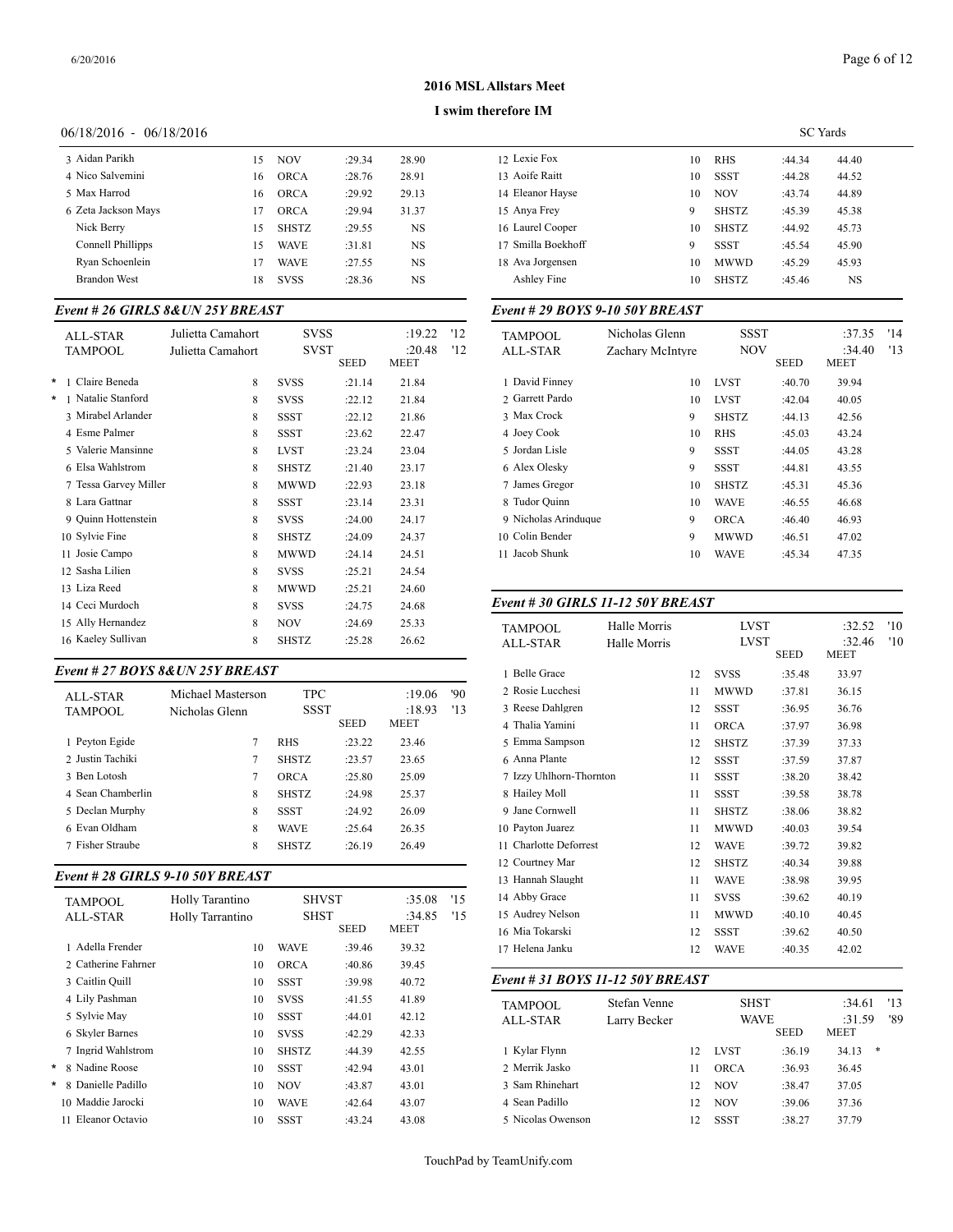## 2016 MSL Allstars Meet

### I swim therefore IM

06/18/2016 - 06/18/2016 SC Yards

| | Name | Age | Team | Seed | Finals |
|---|---|---|---|---|---|
| 3 | Aidan Parikh | 15 | NOV | :29.34 | 28.90 |
| 4 | Nico Salvemini | 16 | ORCA | :28.76 | 28.91 |
| 5 | Max Harrod | 16 | ORCA | :29.92 | 29.13 |
| 6 | Zeta Jackson Mays | 17 | ORCA | :29.94 | 31.37 |
| | Nick Berry | 15 | SHSTZ | :29.55 | NS |
| | Connell Phillipps | 15 | WAVE | :31.81 | NS |
| | Ryan Schoenlein | 17 | WAVE | :27.55 | NS |
| | Brandon West | 18 | SVSS | :28.36 | NS |

### *Event # 26 GIRLS 8&UN 25Y BREAST*

| | | | | | |
|---|---|---|---|---|---|
| ALL-STAR | Julietta Camahort | SVSS | | :19.22 | '12 |
| TAMPOOL | Julietta Camahort | SVST | | :20.48 | '12 |
| | | | SEED | MEET | |

| | Name | Age | Team | Seed | Finals |
|---|---|---|---|---|---|
| * 1 | Claire Beneda | 8 | SVSS | :21.14 | 21.84 |
| * 1 | Natalie Stanford | 8 | SVSS | :22.12 | 21.84 |
| 3 | Mirabel Arlander | 8 | SSST | :22.12 | 21.86 |
| 4 | Esme Palmer | 8 | SSST | :23.62 | 22.47 |
| 5 | Valerie Mansinne | 8 | LVST | :23.24 | 23.04 |
| 6 | Elsa Wahlstrom | 8 | SHSTZ | :21.40 | 23.17 |
| 7 | Tessa Garvey Miller | 8 | MWWD | :22.93 | 23.18 |
| 8 | Lara Gattnar | 8 | SSST | :23.14 | 23.31 |
| 9 | Quinn Hottenstein | 8 | SVSS | :24.00 | 24.17 |
| 10 | Sylvie Fine | 8 | SHSTZ | :24.09 | 24.37 |
| 11 | Josie Campo | 8 | MWWD | :24.14 | 24.51 |
| 12 | Sasha Lilien | 8 | SVSS | :25.21 | 24.54 |
| 13 | Liza Reed | 8 | MWWD | :25.21 | 24.60 |
| 14 | Ceci Murdoch | 8 | SVSS | :24.75 | 24.68 |
| 15 | Ally Hernandez | 8 | NOV | :24.69 | 25.33 |
| 16 | Kaeley Sullivan | 8 | SHSTZ | :25.28 | 26.62 |

### *Event # 27 BOYS 8&UN 25Y BREAST*

| | | | | | |
|---|---|---|---|---|---|
| ALL-STAR | Michael Masterson | TPC | | :19.06 | '90 |
| TAMPOOL | Nicholas Glenn | SSST | | :18.93 | '13 |
| | | | SEED | MEET | |

| | Name | Age | Team | Seed | Finals |
|---|---|---|---|---|---|
| 1 | Peyton Egide | 7 | RHS | :23.22 | 23.46 |
| 2 | Justin Tachiki | 7 | SHSTZ | :23.57 | 23.65 |
| 3 | Ben Lotosh | 7 | ORCA | :25.80 | 25.09 |
| 4 | Sean Chamberlin | 8 | SHSTZ | :24.98 | 25.37 |
| 5 | Declan Murphy | 8 | SSST | :24.92 | 26.09 |
| 6 | Evan Oldham | 8 | WAVE | :25.64 | 26.35 |
| 7 | Fisher Straube | 8 | SHSTZ | :26.19 | 26.49 |

### *Event # 28 GIRLS 9-10 50Y BREAST*

| | | | | | |
|---|---|---|---|---|---|
| TAMPOOL | Holly Tarantino | SHVST | | :35.08 | '15 |
| ALL-STAR | Holly Tarrantino | SHST | | :34.85 | '15 |
| | | | SEED | MEET | |

| | Name | Age | Team | Seed | Finals |
|---|---|---|---|---|---|
| 1 | Adella Frender | 10 | WAVE | :39.46 | 39.32 |
| 2 | Catherine Fahrner | 10 | ORCA | :40.86 | 39.45 |
| 3 | Caitlin Quill | 10 | SSST | :39.98 | 40.72 |
| 4 | Lily Pashman | 10 | SVSS | :41.55 | 41.89 |
| 5 | Sylvie May | 10 | SSST | :44.01 | 42.12 |
| 6 | Skyler Barnes | 10 | SVSS | :42.29 | 42.33 |
| 7 | Ingrid Wahlstrom | 10 | SHSTZ | :44.39 | 42.55 |
| * 8 | Nadine Roose | 10 | SSST | :42.94 | 43.01 |
| * 8 | Danielle Padillo | 10 | NOV | :43.87 | 43.01 |
| 10 | Maddie Jarocki | 10 | WAVE | :42.64 | 43.07 |
| 11 | Eleanor Octavio | 10 | SSST | :43.24 | 43.08 |
| 12 | Lexie Fox | 10 | RHS | :44.34 | 44.40 |
| 13 | Aoife Raitt | 10 | SSST | :44.28 | 44.52 |
| 14 | Eleanor Hayse | 10 | NOV | :43.74 | 44.89 |
| 15 | Anya Frey | 9 | SHSTZ | :45.39 | 45.38 |
| 16 | Laurel Cooper | 10 | SHSTZ | :44.92 | 45.73 |
| 17 | Smilla Boekhoff | 9 | SSST | :45.54 | 45.90 |
| 18 | Ava Jorgensen | 10 | MWWD | :45.29 | 45.93 |
| | Ashley Fine | 10 | SHSTZ | :45.46 | NS |

### *Event # 29 BOYS 9-10 50Y BREAST*

| | | | | | |
|---|---|---|---|---|---|
| TAMPOOL | Nicholas Glenn | SSST | | :37.35 | '14 |
| ALL-STAR | Zachary McIntyre | NOV | | :34.40 | '13 |
| | | | SEED | MEET | |

| | Name | Age | Team | Seed | Finals |
|---|---|---|---|---|---|
| 1 | David Finney | 10 | LVST | :40.70 | 39.94 |
| 2 | Garrett Pardo | 10 | LVST | :42.04 | 40.05 |
| 3 | Max Crock | 9 | SHSTZ | :44.13 | 42.56 |
| 4 | Joey Cook | 10 | RHS | :45.03 | 43.24 |
| 5 | Jordan Lisle | 9 | SSST | :44.05 | 43.28 |
| 6 | Alex Olesky | 9 | SSST | :44.81 | 43.55 |
| 7 | James Gregor | 10 | SHSTZ | :45.31 | 45.36 |
| 8 | Tudor Quinn | 10 | WAVE | :46.55 | 46.68 |
| 9 | Nicholas Arinduque | 9 | ORCA | :46.40 | 46.93 |
| 10 | Colin Bender | 9 | MWWD | :46.51 | 47.02 |
| 11 | Jacob Shunk | 10 | WAVE | :45.34 | 47.35 |

### *Event # 30 GIRLS 11-12 50Y BREAST*

| | | | | | |
|---|---|---|---|---|---|
| TAMPOOL | Halle Morris | LVST | | :32.52 | '10 |
| ALL-STAR | Halle Morris | LVST | | :32.46 | '10 |
| | | | SEED | MEET | |

| | Name | Age | Team | Seed | Finals |
|---|---|---|---|---|---|
| 1 | Belle Grace | 12 | SVSS | :35.48 | 33.97 |
| 2 | Rosie Lucchesi | 11 | MWWD | :37.81 | 36.15 |
| 3 | Reese Dahlgren | 12 | SSST | :36.95 | 36.76 |
| 4 | Thalia Yamini | 11 | ORCA | :37.97 | 36.98 |
| 5 | Emma Sampson | 12 | SHSTZ | :37.39 | 37.33 |
| 6 | Anna Plante | 12 | SSST | :37.59 | 37.87 |
| 7 | Izzy Uhlhorn-Thornton | 11 | SSST | :38.20 | 38.42 |
| 8 | Hailey Moll | 11 | SSST | :39.58 | 38.78 |
| 9 | Jane Cornwell | 11 | SHSTZ | :38.06 | 38.82 |
| 10 | Payton Juarez | 11 | MWWD | :40.03 | 39.54 |
| 11 | Charlotte Deforrest | 12 | WAVE | :39.72 | 39.82 |
| 12 | Courtney Mar | 12 | SHSTZ | :40.34 | 39.88 |
| 13 | Hannah Slaught | 11 | WAVE | :38.98 | 39.95 |
| 14 | Abby Grace | 11 | SVSS | :39.62 | 40.19 |
| 15 | Audrey Nelson | 11 | MWWD | :40.10 | 40.45 |
| 16 | Mia Tokarski | 12 | SSST | :39.62 | 40.50 |
| 17 | Helena Janku | 12 | WAVE | :40.35 | 42.02 |

### *Event # 31 BOYS 11-12 50Y BREAST*

| | | | | | |
|---|---|---|---|---|---|
| TAMPOOL | Stefan Venne | SHST | | :34.61 | '13 |
| ALL-STAR | Larry Becker | WAVE | | :31.59 | '89 |
| | | | SEED | MEET | |

| | Name | Age | Team | Seed | Finals |
|---|---|---|---|---|---|
| 1 | Kylar Flynn | 12 | LVST | :36.19 | 34.13 * |
| 2 | Merrik Jasko | 11 | ORCA | :36.93 | 36.45 |
| 3 | Sam Rhinehart | 12 | NOV | :38.47 | 37.05 |
| 4 | Sean Padillo | 12 | NOV | :39.06 | 37.36 |
| 5 | Nicolas Owenson | 12 | SSST | :38.27 | 37.79 |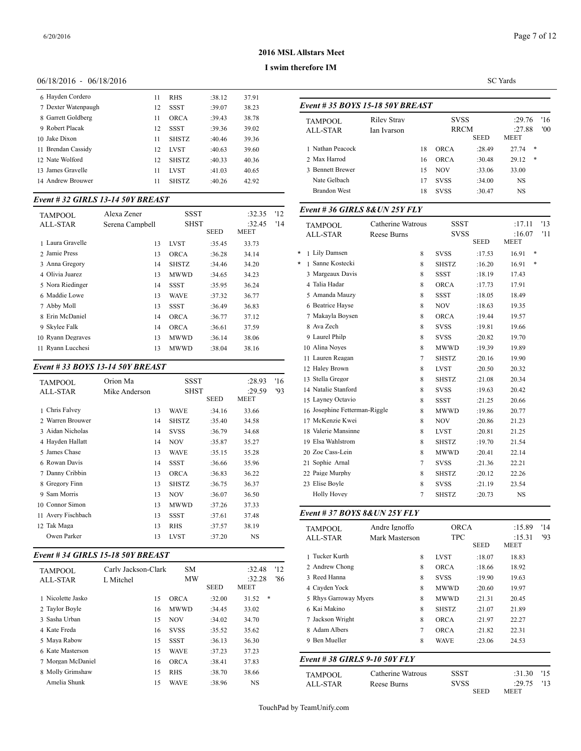## 2016 MSL Allstars Meet

### I swim therefore IM

06/18/2016 - 06/18/2016

SC Yards

| Place | Name | Age | Team | Seed | Finals |
|---|---|---|---|---|---|
| 6 | Hayden Cordero | 11 | RHS | :38.12 | 37.91 |
| 7 | Dexter Watenpaugh | 12 | SSST | :39.07 | 38.23 |
| 8 | Garrett Goldberg | 11 | ORCA | :39.43 | 38.78 |
| 9 | Robert Placak | 12 | SSST | :39.36 | 39.02 |
| 10 | Jake Dixon | 11 | SHSTZ | :40.46 | 39.36 |
| 11 | Brendan Cassidy | 12 | LVST | :40.63 | 39.60 |
| 12 | Nate Wolford | 12 | SHSTZ | :40.33 | 40.36 |
| 13 | James Gravelle | 11 | LVST | :41.03 | 40.65 |
| 14 | Andrew Brouwer | 11 | SHSTZ | :40.26 | 42.92 |

### Event # 32 GIRLS 13-14 50Y BREAST

| | | | | | |
|---|---|---|---|---|---|
| TAMPOOL | Alexa Zener | SSST | | :32.35 | '12 |
| ALL-STAR | Serena Campbell | SHST | | :32.45 | '14 |

| Place | Name | Age | Team | SEED | MEET |
|---|---|---|---|---|---|
| 1 | Laura Gravelle | 13 | LVST | :35.45 | 33.73 |
| 2 | Jamie Press | 13 | ORCA | :36.28 | 34.14 |
| 3 | Anna Gregory | 14 | SHSTZ | :34.46 | 34.20 |
| 4 | Olivia Juarez | 13 | MWWD | :34.65 | 34.23 |
| 5 | Nora Riedinger | 14 | SSST | :35.95 | 36.24 |
| 6 | Maddie Lowe | 13 | WAVE | :37.32 | 36.77 |
| 7 | Abby Moll | 13 | SSST | :36.49 | 36.83 |
| 8 | Erin McDaniel | 14 | ORCA | :36.77 | 37.12 |
| 9 | Skylee Falk | 14 | ORCA | :36.61 | 37.59 |
| 10 | Ryann Degraves | 13 | MWWD | :36.14 | 38.06 |
| 11 | Ryann Lucchesi | 13 | MWWD | :38.04 | 38.16 |

### Event # 33 BOYS 13-14 50Y BREAST

| | | | | | |
|---|---|---|---|---|---|
| TAMPOOL | Orion Ma | SSST | | :28.93 | '16 |
| ALL-STAR | Mike Anderson | SHST | | :29.59 | '93 |

| Place | Name | Age | Team | SEED | MEET |
|---|---|---|---|---|---|
| 1 | Chris Falvey | 13 | WAVE | :34.16 | 33.66 |
| 2 | Warren Brouwer | 14 | SHSTZ | :35.40 | 34.58 |
| 3 | Aidan Nicholas | 14 | SVSS | :36.79 | 34.68 |
| 4 | Hayden Hallatt | 14 | NOV | :35.87 | 35.27 |
| 5 | James Chase | 13 | WAVE | :35.15 | 35.28 |
| 6 | Rowan Davis | 14 | SSST | :36.66 | 35.96 |
| 7 | Danny Cribbin | 13 | ORCA | :36.83 | 36.22 |
| 8 | Gregory Finn | 13 | SHSTZ | :36.75 | 36.37 |
| 9 | Sam Morris | 13 | NOV | :36.07 | 36.50 |
| 10 | Connor Simon | 13 | MWWD | :37.26 | 37.33 |
| 11 | Avery Fischbach | 13 | SSST | :37.61 | 37.48 |
| 12 | Tak Maga | 13 | RHS | :37.57 | 38.19 |
| | Owen Parker | 13 | LVST | :37.20 | NS |

### Event # 34 GIRLS 15-18 50Y BREAST

| | | | | | |
|---|---|---|---|---|---|
| TAMPOOL | Carly Jackson-Clark | SM | | :32.48 | '12 |
| ALL-STAR | L Mitchel | MW | | :32.28 | '86 |

| Place | Name | Age | Team | SEED | MEET |
|---|---|---|---|---|---|
| 1 | Nicolette Jasko | 15 | ORCA | :32.00 | 31.52 * |
| 2 | Taylor Boyle | 16 | MWWD | :34.45 | 33.02 |
| 3 | Sasha Urban | 15 | NOV | :34.02 | 34.70 |
| 4 | Kate Freda | 16 | SVSS | :35.52 | 35.62 |
| 5 | Maya Rabow | 15 | SSST | :36.13 | 36.30 |
| 6 | Kate Masterson | 15 | WAVE | :37.23 | 37.23 |
| 7 | Morgan McDaniel | 16 | ORCA | :38.41 | 37.83 |
| 8 | Molly Grimshaw | 15 | RHS | :38.70 | 38.66 |
| | Amelia Shunk | 15 | WAVE | :38.96 | NS |

### Event # 35 BOYS 15-18 50Y BREAST

| | | | | | |
|---|---|---|---|---|---|
| TAMPOOL | Riley Stray | SVSS | | :29.76 | '16 |
| ALL-STAR | Ian Ivarson | RRCM | | :27.88 | '00 |

| Place | Name | Age | Team | SEED | MEET |
|---|---|---|---|---|---|
| 1 | Nathan Peacock | 18 | ORCA | :28.49 | 27.74 * |
| 2 | Max Harrod | 16 | ORCA | :30.48 | 29.12 * |
| 3 | Bennett Brewer | 15 | NOV | :33.06 | 33.00 |
| | Nate Gelbach | 17 | SVSS | :34.00 | NS |
| | Brandon West | 18 | SVSS | :30.47 | NS |

### Event # 36 GIRLS 8&UN 25Y FLY

| | | | | | |
|---|---|---|---|---|---|
| TAMPOOL | Catherine Watrous | SSST | | :17.11 | '13 |
| ALL-STAR | Reese Burns | SVSS | | :16.07 | '11 |

| Place | Name | Age | Team | SEED | MEET |
|---|---|---|---|---|---|
| * 1 | Lily Damsen | 8 | SVSS | :17.53 | 16.91 * |
| * 1 | Sanne Kostecki | 8 | SHSTZ | :16.20 | 16.91 * |
| 3 | Margeaux Davis | 8 | SSST | :18.19 | 17.43 |
| 4 | Talia Hadar | 8 | ORCA | :17.73 | 17.91 |
| 5 | Amanda Mauzy | 8 | SSST | :18.05 | 18.49 |
| 6 | Beatrice Hayse | 8 | NOV | :18.63 | 19.35 |
| 7 | Makayla Boysen | 8 | ORCA | :19.44 | 19.57 |
| 8 | Ava Zech | 8 | SVSS | :19.81 | 19.66 |
| 9 | Laurel Philp | 8 | SVSS | :20.82 | 19.70 |
| 10 | Alina Noyes | 8 | MWWD | :19.39 | 19.89 |
| 11 | Lauren Reagan | 7 | SHSTZ | :20.16 | 19.90 |
| 12 | Haley Brown | 8 | LVST | :20.50 | 20.32 |
| 13 | Stella Gregor | 8 | SHSTZ | :21.08 | 20.34 |
| 14 | Natalie Stanford | 8 | SVSS | :19.63 | 20.42 |
| 15 | Layney Octavio | 8 | SSST | :21.25 | 20.66 |
| 16 | Josephine Fetterman-Riggle | 8 | MWWD | :19.86 | 20.77 |
| 17 | McKenzie Kwei | 8 | NOV | :20.86 | 21.23 |
| 18 | Valerie Mansinne | 8 | LVST | :20.81 | 21.25 |
| 19 | Elsa Wahlstrom | 8 | SHSTZ | :19.70 | 21.54 |
| 20 | Zoe Cass-Lein | 8 | MWWD | :20.41 | 22.14 |
| 21 | Sophie Arnal | 7 | SVSS | :21.36 | 22.21 |
| 22 | Paige Murphy | 8 | SHSTZ | :20.12 | 22.26 |
| 23 | Elise Boyle | 8 | SVSS | :21.19 | 23.54 |
| | Holly Hovey | 7 | SHSTZ | :20.73 | NS |

### Event # 37 BOYS 8&UN 25Y FLY

| | | | | | |
|---|---|---|---|---|---|
| TAMPOOL | Andre Ignoffo | ORCA | | :15.89 | '14 |
| ALL-STAR | Mark Masterson | TPC | | :15.31 | '93 |

| Place | Name | Age | Team | SEED | MEET |
|---|---|---|---|---|---|
| 1 | Tucker Kurth | 8 | LVST | :18.07 | 18.83 |
| 2 | Andrew Chong | 8 | ORCA | :18.66 | 18.92 |
| 3 | Reed Hanna | 8 | SVSS | :19.90 | 19.63 |
| 4 | Cayden Yock | 8 | MWWD | :20.60 | 19.97 |
| 5 | Rhys Garroway Myers | 8 | MWWD | :21.31 | 20.45 |
| 6 | Kai Makino | 8 | SHSTZ | :21.07 | 21.89 |
| 7 | Jackson Wright | 8 | ORCA | :21.97 | 22.27 |
| 8 | Adam Albers | 7 | ORCA | :21.82 | 22.31 |
| 9 | Ben Mueller | 8 | WAVE | :23.06 | 24.53 |

### Event # 38 GIRLS 9-10 50Y FLY

| | | | | | |
|---|---|---|---|---|---|
| TAMPOOL | Catherine Watrous | SSST | | :31.30 | '15 |
| ALL-STAR | Reese Burns | SVSS | | :29.75 | '13 |
| | | | SEED | MEET | |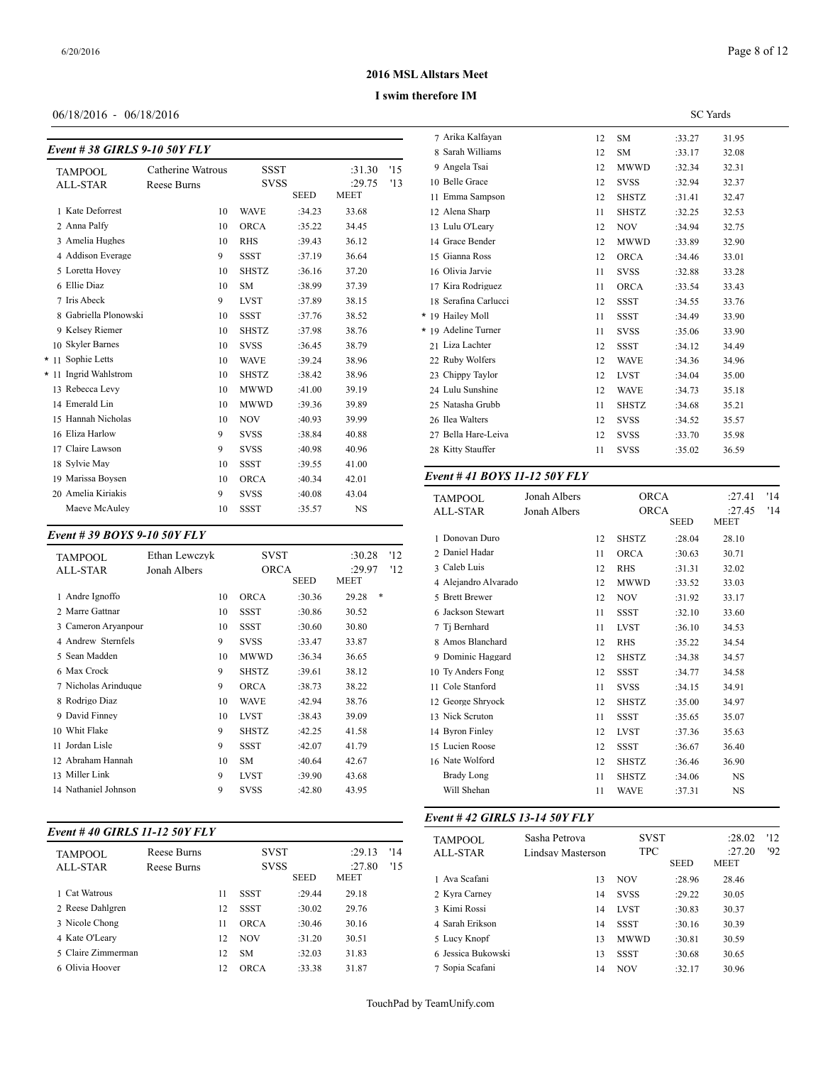## 2016 MSL Allstars Meet

### I swim therefore IM

06/18/2016 - 06/18/2016

SC Yards

### Event # 38 GIRLS 9-10 50Y FLY

| | | | | | | |
|---|---|---|---|---|---|---|
| TAMPOOL | Catherine Watrous | | SSST | | :31.30 | '15 |
| ALL-STAR | Reese Burns | | SVSS | | :29.75 | '13 |
| | | | | SEED | MEET | |
| 1 | Kate Deforrest | 10 | WAVE | :34.23 | 33.68 | |
| 2 | Anna Palfy | 10 | ORCA | :35.22 | 34.45 | |
| 3 | Amelia Hughes | 10 | RHS | :39.43 | 36.12 | |
| 4 | Addison Everage | 9 | SSST | :37.19 | 36.64 | |
| 5 | Loretta Hovey | 10 | SHSTZ | :36.16 | 37.20 | |
| 6 | Ellie Diaz | 10 | SM | :38.99 | 37.39 | |
| 7 | Iris Abeck | 9 | LVST | :37.89 | 38.15 | |
| 8 | Gabriella Plonowski | 10 | SSST | :37.76 | 38.52 | |
| 9 | Kelsey Riemer | 10 | SHSTZ | :37.98 | 38.76 | |
| 10 | Skyler Barnes | 10 | SVSS | :36.45 | 38.79 | |
| * 11 | Sophie Letts | 10 | WAVE | :39.24 | 38.96 | |
| * 11 | Ingrid Wahlstrom | 10 | SHSTZ | :38.42 | 38.96 | |
| 13 | Rebecca Levy | 10 | MWWD | :41.00 | 39.19 | |
| 14 | Emerald Lin | 10 | MWWD | :39.36 | 39.89 | |
| 15 | Hannah Nicholas | 10 | NOV | :40.93 | 39.99 | |
| 16 | Eliza Harlow | 9 | SVSS | :38.84 | 40.88 | |
| 17 | Claire Lawson | 9 | SVSS | :40.98 | 40.96 | |
| 18 | Sylvie May | 10 | SSST | :39.55 | 41.00 | |
| 19 | Marissa Boysen | 10 | ORCA | :40.34 | 42.01 | |
| 20 | Amelia Kiriakis | 9 | SVSS | :40.08 | 43.04 | |
| | Maeve McAuley | 10 | SSST | :35.57 | NS | |

### Event # 39 BOYS 9-10 50Y FLY

| | | | | | | |
|---|---|---|---|---|---|---|
| TAMPOOL | Ethan Lewczyk | | SVST | | :30.28 | '12 |
| ALL-STAR | Jonah Albers | | ORCA | | :29.97 | '12 |
| | | | | SEED | MEET | |
| 1 | Andre Ignoffo | 10 | ORCA | :30.36 | 29.28 * | |
| 2 | Marre Gattnar | 10 | SSST | :30.86 | 30.52 | |
| 3 | Cameron Aryanpour | 10 | SSST | :30.60 | 30.80 | |
| 4 | Andrew Sternfels | 9 | SVSS | :33.47 | 33.87 | |
| 5 | Sean Madden | 10 | MWWD | :36.34 | 36.65 | |
| 6 | Max Crock | 9 | SHSTZ | :39.61 | 38.12 | |
| 7 | Nicholas Arinduque | 9 | ORCA | :38.73 | 38.22 | |
| 8 | Rodrigo Diaz | 10 | WAVE | :42.94 | 38.76 | |
| 9 | David Finney | 10 | LVST | :38.43 | 39.09 | |
| 10 | Whit Flake | 9 | SHSTZ | :42.25 | 41.58 | |
| 11 | Jordan Lisle | 9 | SSST | :42.07 | 41.79 | |
| 12 | Abraham Hannah | 10 | SM | :40.64 | 42.67 | |
| 13 | Miller Link | 9 | LVST | :39.90 | 43.68 | |
| 14 | Nathaniel Johnson | 9 | SVSS | :42.80 | 43.95 | |

### Event # 40 GIRLS 11-12 50Y FLY

| | | | | | | |
|---|---|---|---|---|---|---|
| TAMPOOL | Reese Burns | | SVST | | :29.13 | '14 |
| ALL-STAR | Reese Burns | | SVSS | | :27.80 | '15 |
| | | | | SEED | MEET | |
| 1 | Cat Watrous | 11 | SSST | :29.44 | 29.18 | |
| 2 | Reese Dahlgren | 12 | SSST | :30.02 | 29.76 | |
| 3 | Nicole Chong | 11 | ORCA | :30.46 | 30.16 | |
| 4 | Kate O'Leary | 12 | NOV | :31.20 | 30.51 | |
| 5 | Claire Zimmerman | 12 | SM | :32.03 | 31.83 | |
| 6 | Olivia Hoover | 12 | ORCA | :33.38 | 31.87 | |
| 7 | Arika Kalfayan | 12 | SM | :33.27 | 31.95 | |
| 8 | Sarah Williams | 12 | SM | :33.17 | 32.08 | |
| 9 | Angela Tsai | 12 | MWWD | :32.34 | 32.31 | |
| 10 | Belle Grace | 12 | SVSS | :32.94 | 32.37 | |
| 11 | Emma Sampson | 12 | SHSTZ | :31.41 | 32.47 | |
| 12 | Alena Sharp | 11 | SHSTZ | :32.25 | 32.53 | |
| 13 | Lulu O'Leary | 12 | NOV | :34.94 | 32.75 | |
| 14 | Grace Bender | 12 | MWWD | :33.89 | 32.90 | |
| 15 | Gianna Ross | 12 | ORCA | :34.46 | 33.01 | |
| 16 | Olivia Jarvie | 11 | SVSS | :32.88 | 33.28 | |
| 17 | Kira Rodriguez | 11 | ORCA | :33.54 | 33.43 | |
| 18 | Serafina Carlucci | 12 | SSST | :34.55 | 33.76 | |
| * 19 | Hailey Moll | 11 | SSST | :34.49 | 33.90 | |
| * 19 | Adeline Turner | 11 | SVSS | :35.06 | 33.90 | |
| 21 | Liza Lachter | 12 | SSST | :34.12 | 34.49 | |
| 22 | Ruby Wolfers | 12 | WAVE | :34.36 | 34.96 | |
| 23 | Chippy Taylor | 12 | LVST | :34.04 | 35.00 | |
| 24 | Lulu Sunshine | 12 | WAVE | :34.73 | 35.18 | |
| 25 | Natasha Grubb | 11 | SHSTZ | :34.68 | 35.21 | |
| 26 | Ilea Walters | 12 | SVSS | :34.52 | 35.57 | |
| 27 | Bella Hare-Leiva | 12 | SVSS | :33.70 | 35.98 | |
| 28 | Kitty Stauffer | 11 | SVSS | :35.02 | 36.59 | |

### Event # 41 BOYS 11-12 50Y FLY

| | | | | | | |
|---|---|---|---|---|---|---|
| TAMPOOL | Jonah Albers | | ORCA | | :27.41 | '14 |
| ALL-STAR | Jonah Albers | | ORCA | | :27.45 | '14 |
| | | | | SEED | MEET | |
| 1 | Donovan Duro | 12 | SHSTZ | :28.04 | 28.10 | |
| 2 | Daniel Hadar | 11 | ORCA | :30.63 | 30.71 | |
| 3 | Caleb Luis | 12 | RHS | :31.31 | 32.02 | |
| 4 | Alejandro Alvarado | 12 | MWWD | :33.52 | 33.03 | |
| 5 | Brett Brewer | 12 | NOV | :31.92 | 33.17 | |
| 6 | Jackson Stewart | 11 | SSST | :32.10 | 33.60 | |
| 7 | Tj Bernhard | 11 | LVST | :36.10 | 34.53 | |
| 8 | Amos Blanchard | 12 | RHS | :35.22 | 34.54 | |
| 9 | Dominic Haggard | 12 | SHSTZ | :34.38 | 34.57 | |
| 10 | Ty Anders Fong | 12 | SSST | :34.77 | 34.58 | |
| 11 | Cole Stanford | 11 | SVSS | :34.15 | 34.91 | |
| 12 | George Shryock | 12 | SHSTZ | :35.00 | 34.97 | |
| 13 | Nick Scruton | 11 | SSST | :35.65 | 35.07 | |
| 14 | Byron Finley | 12 | LVST | :37.36 | 35.63 | |
| 15 | Lucien Roose | 12 | SSST | :36.67 | 36.40 | |
| 16 | Nate Wolford | 12 | SHSTZ | :36.46 | 36.90 | |
| | Brady Long | 11 | SHSTZ | :34.06 | NS | |
| | Will Shehan | 11 | WAVE | :37.31 | NS | |

### Event # 42 GIRLS 13-14 50Y FLY

| | | | | | | |
|---|---|---|---|---|---|---|
| TAMPOOL | Sasha Petrova | | SVST | | :28.02 | '12 |
| ALL-STAR | Lindsay Masterson | | TPC | | :27.20 | '92 |
| | | | | SEED | MEET | |
| 1 | Ava Scafani | 13 | NOV | :28.96 | 28.46 | |
| 2 | Kyra Carney | 14 | SVSS | :29.22 | 30.05 | |
| 3 | Kimi Rossi | 14 | LVST | :30.83 | 30.37 | |
| 4 | Sarah Erikson | 14 | SSST | :30.16 | 30.39 | |
| 5 | Lucy Knopf | 13 | MWWD | :30.81 | 30.59 | |
| 6 | Jessica Bukowski | 13 | SSST | :30.68 | 30.65 | |
| 7 | Sopia Scafani | 14 | NOV | :32.17 | 30.96 | |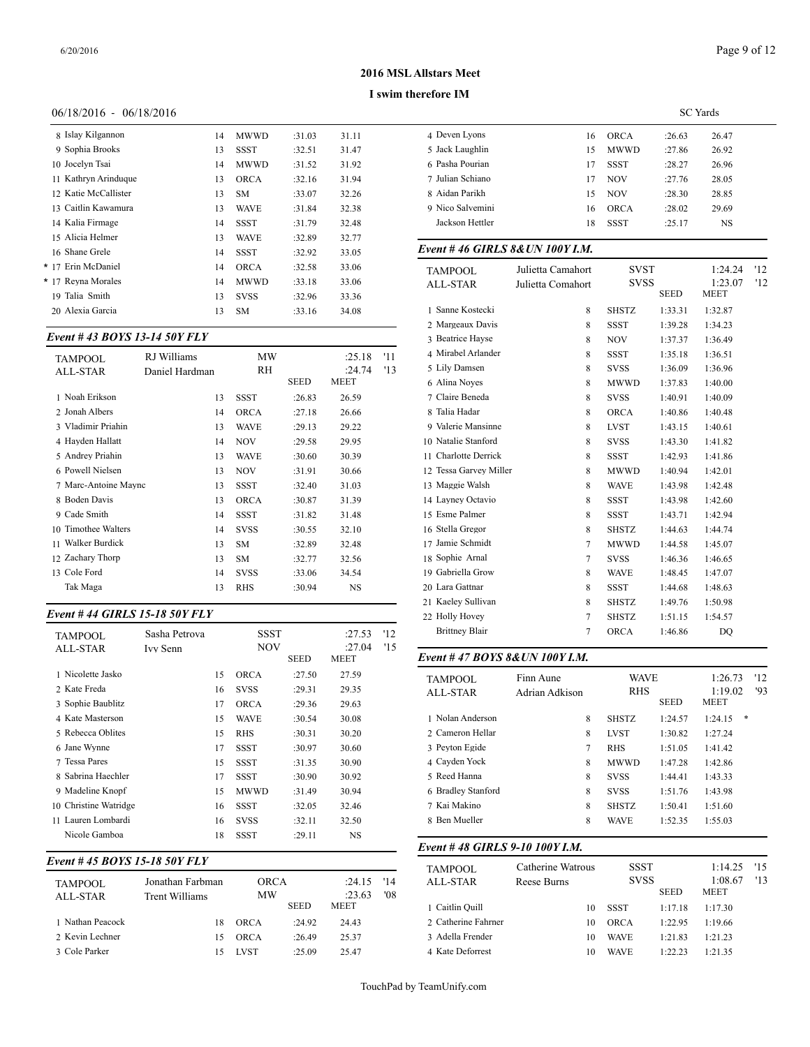## 2016 MSL Allstars Meet

### I swim therefore IM

06/18/2016 - 06/18/2016 SC Yards

| Place | Name | Age | Team | Seed | Meet |
|---|---|---|---|---|---|
| 8 | Islay Kilgannon | 14 | MWWD | :31.03 | 31.11 |
| 9 | Sophia Brooks | 13 | SSST | :32.51 | 31.47 |
| 10 | Jocelyn Tsai | 14 | MWWD | :31.52 | 31.92 |
| 11 | Kathryn Arinduque | 13 | ORCA | :32.16 | 31.94 |
| 12 | Katie McCallister | 13 | SM | :33.07 | 32.26 |
| 13 | Caitlin Kawamura | 13 | WAVE | :31.84 | 32.38 |
| 14 | Kalia Firmage | 14 | SSST | :31.79 | 32.48 |
| 15 | Alicia Helmer | 13 | WAVE | :32.89 | 32.77 |
| 16 | Shane Grele | 14 | SSST | :32.92 | 33.05 |
| * 17 | Erin McDaniel | 14 | ORCA | :32.58 | 33.06 |
| * 17 | Reyna Morales | 14 | MWWD | :33.18 | 33.06 |
| 19 | Talia Smith | 13 | SVSS | :32.96 | 33.36 |
| 20 | Alexia Garcia | 13 | SM | :33.16 | 34.08 |

### Event # 43 BOYS 13-14 50Y FLY

| | | | | | |
|---|---|---|---|---|---|
| TAMPOOL | RJ Williams | MW | | :25.18 | '11 |
| ALL-STAR | Daniel Hardman | RH | | :24.74 | '13 |

| Place | Name | Age | Team | Seed | Meet |
|---|---|---|---|---|---|
| 1 | Noah Erikson | 13 | SSST | :26.83 | 26.59 |
| 2 | Jonah Albers | 14 | ORCA | :27.18 | 26.66 |
| 3 | Vladimir Priahin | 13 | WAVE | :29.13 | 29.22 |
| 4 | Hayden Hallatt | 14 | NOV | :29.58 | 29.95 |
| 5 | Andrey Priahin | 13 | WAVE | :30.60 | 30.39 |
| 6 | Powell Nielsen | 13 | NOV | :31.91 | 30.66 |
| 7 | Marc-Antoine Maync | 13 | SSST | :32.40 | 31.03 |
| 8 | Boden Davis | 13 | ORCA | :30.87 | 31.39 |
| 9 | Cade Smith | 14 | SSST | :31.82 | 31.48 |
| 10 | Timothee Walters | 14 | SVSS | :30.55 | 32.10 |
| 11 | Walker Burdick | 13 | SM | :32.89 | 32.48 |
| 12 | Zachary Thorp | 13 | SM | :32.77 | 32.56 |
| 13 | Cole Ford | 14 | SVSS | :33.06 | 34.54 |
| | Tak Maga | 13 | RHS | :30.94 | NS |

### Event # 44 GIRLS 15-18 50Y FLY

| | | | | | |
|---|---|---|---|---|---|
| TAMPOOL | Sasha Petrova | SSST | | :27.53 | '12 |
| ALL-STAR | Ivy Senn | NOV | | :27.04 | '15 |

| Place | Name | Age | Team | Seed | Meet |
|---|---|---|---|---|---|
| 1 | Nicolette Jasko | 15 | ORCA | :27.50 | 27.59 |
| 2 | Kate Freda | 16 | SVSS | :29.31 | 29.35 |
| 3 | Sophie Baublitz | 17 | ORCA | :29.36 | 29.63 |
| 4 | Kate Masterson | 15 | WAVE | :30.54 | 30.08 |
| 5 | Rebecca Oblites | 15 | RHS | :30.31 | 30.20 |
| 6 | Jane Wynne | 17 | SSST | :30.97 | 30.60 |
| 7 | Tessa Pares | 15 | SSST | :31.35 | 30.90 |
| 8 | Sabrina Haechler | 17 | SSST | :30.90 | 30.92 |
| 9 | Madeline Knopf | 15 | MWWD | :31.49 | 30.94 |
| 10 | Christine Watridge | 16 | SSST | :32.05 | 32.46 |
| 11 | Lauren Lombardi | 16 | SVSS | :32.11 | 32.50 |
| | Nicole Gamboa | 18 | SSST | :29.11 | NS |

### Event # 45 BOYS 15-18 50Y FLY

| | | | | | |
|---|---|---|---|---|---|
| TAMPOOL | Jonathan Farbman | ORCA | | :24.15 | '14 |
| ALL-STAR | Trent Williams | MW | | :23.63 | '08 |

| Place | Name | Age | Team | Seed | Meet |
|---|---|---|---|---|---|
| 1 | Nathan Peacock | 18 | ORCA | :24.92 | 24.43 |
| 2 | Kevin Lechner | 15 | ORCA | :26.49 | 25.37 |
| 3 | Cole Parker | 15 | LVST | :25.09 | 25.47 |
| 4 | Deven Lyons | 16 | ORCA | :26.63 | 26.47 |
| 5 | Jack Laughlin | 15 | MWWD | :27.86 | 26.92 |
| 6 | Pasha Pourian | 17 | SSST | :28.27 | 26.96 |
| 7 | Julian Schiano | 17 | NOV | :27.76 | 28.05 |
| 8 | Aidan Parikh | 15 | NOV | :28.30 | 28.85 |
| 9 | Nico Salvemini | 16 | ORCA | :28.02 | 29.69 |
| | Jackson Hettler | 18 | SSST | :25.17 | NS |

### Event # 46 GIRLS 8&UN 100Y I.M.

| | | | | | |
|---|---|---|---|---|---|
| TAMPOOL | Julietta Camahort | SVST | | 1:24.24 | '12 |
| ALL-STAR | Julietta Comahort | SVSS | | 1:23.07 | '12 |

| Place | Name | Age | Team | Seed | Meet |
|---|---|---|---|---|---|
| 1 | Sanne Kostecki | 8 | SHSTZ | 1:33.31 | 1:32.87 |
| 2 | Margeaux Davis | 8 | SSST | 1:39.28 | 1:34.23 |
| 3 | Beatrice Hayse | 8 | NOV | 1:37.37 | 1:36.49 |
| 4 | Mirabel Arlander | 8 | SSST | 1:35.18 | 1:36.51 |
| 5 | Lily Damsen | 8 | SVSS | 1:36.09 | 1:36.96 |
| 6 | Alina Noyes | 8 | MWWD | 1:37.83 | 1:40.00 |
| 7 | Claire Beneda | 8 | SVSS | 1:40.91 | 1:40.09 |
| 8 | Talia Hadar | 8 | ORCA | 1:40.86 | 1:40.48 |
| 9 | Valerie Mansinne | 8 | LVST | 1:43.15 | 1:40.61 |
| 10 | Natalie Stanford | 8 | SVSS | 1:43.30 | 1:41.82 |
| 11 | Charlotte Derrick | 8 | SSST | 1:42.93 | 1:41.86 |
| 12 | Tessa Garvey Miller | 8 | MWWD | 1:40.94 | 1:42.01 |
| 13 | Maggie Walsh | 8 | WAVE | 1:43.98 | 1:42.48 |
| 14 | Layney Octavio | 8 | SSST | 1:43.98 | 1:42.60 |
| 15 | Esme Palmer | 8 | SSST | 1:43.71 | 1:42.94 |
| 16 | Stella Gregor | 8 | SHSTZ | 1:44.63 | 1:44.74 |
| 17 | Jamie Schmidt | 7 | MWWD | 1:44.58 | 1:45.07 |
| 18 | Sophie Arnal | 7 | SVSS | 1:46.36 | 1:46.65 |
| 19 | Gabriella Grow | 8 | WAVE | 1:48.45 | 1:47.07 |
| 20 | Lara Gattnar | 8 | SSST | 1:44.68 | 1:48.63 |
| 21 | Kaeley Sullivan | 8 | SHSTZ | 1:49.76 | 1:50.98 |
| 22 | Holly Hovey | 7 | SHSTZ | 1:51.15 | 1:54.57 |
| | Brittney Blair | 7 | ORCA | 1:46.86 | DQ |

### Event # 47 BOYS 8&UN 100Y I.M.

| | | | | | |
|---|---|---|---|---|---|
| TAMPOOL | Finn Aune | WAVE | | 1:26.73 | '12 |
| ALL-STAR | Adrian Adkison | RHS | | 1:19.02 | '93 |

| Place | Name | Age | Team | Seed | Meet |
|---|---|---|---|---|---|
| 1 | Nolan Anderson | 8 | SHSTZ | 1:24.57 | 1:24.15 * |
| 2 | Cameron Hellar | 8 | LVST | 1:30.82 | 1:27.24 |
| 3 | Peyton Egide | 7 | RHS | 1:51.05 | 1:41.42 |
| 4 | Cayden Yock | 8 | MWWD | 1:47.28 | 1:42.86 |
| 5 | Reed Hanna | 8 | SVSS | 1:44.41 | 1:43.33 |
| 6 | Bradley Stanford | 8 | SVSS | 1:51.76 | 1:43.98 |
| 7 | Kai Makino | 8 | SHSTZ | 1:50.41 | 1:51.60 |
| 8 | Ben Mueller | 8 | WAVE | 1:52.35 | 1:55.03 |

### Event # 48 GIRLS 9-10 100Y I.M.

| | | | | | |
|---|---|---|---|---|---|
| TAMPOOL | Catherine Watrous | SSST | | 1:14.25 | '15 |
| ALL-STAR | Reese Burns | SVSS | | 1:08.67 | '13 |

| Place | Name | Age | Team | Seed | Meet |
|---|---|---|---|---|---|
| 1 | Caitlin Quill | 10 | SSST | 1:17.18 | 1:17.30 |
| 2 | Catherine Fahrner | 10 | ORCA | 1:22.95 | 1:19.66 |
| 3 | Adella Frender | 10 | WAVE | 1:21.83 | 1:21.23 |
| 4 | Kate Deforrest | 10 | WAVE | 1:22.23 | 1:21.35 |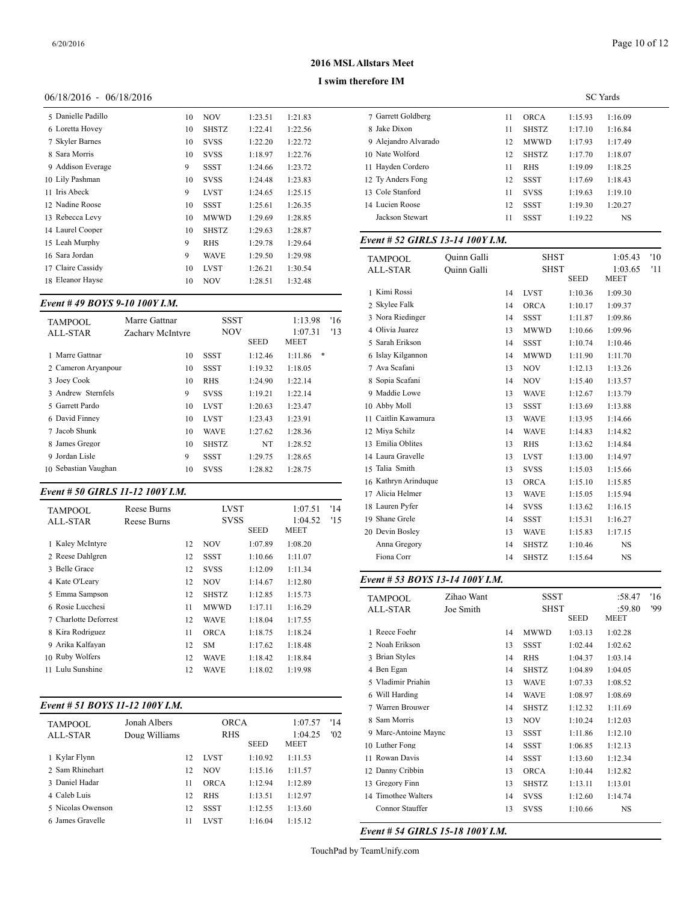# 2016 MSL Allstars Meet

## I swim therefore IM

06/18/2016 - 06/18/2016 SC Yards

| Place | Name | Age | Team | Seed | Meet |
|---|---|---|---|---|---|
| 5 | Danielle Padillo | 10 | NOV | 1:23.51 | 1:21.83 |
| 6 | Loretta Hovey | 10 | SHSTZ | 1:22.41 | 1:22.56 |
| 7 | Skyler Barnes | 10 | SVSS | 1:22.20 | 1:22.72 |
| 8 | Sara Morris | 10 | SVSS | 1:18.97 | 1:22.76 |
| 9 | Addison Everage | 9 | SSST | 1:24.66 | 1:23.72 |
| 10 | Lily Pashman | 10 | SVSS | 1:24.48 | 1:23.83 |
| 11 | Iris Abeck | 9 | LVST | 1:24.65 | 1:25.15 |
| 12 | Nadine Roose | 10 | SSST | 1:25.61 | 1:26.35 |
| 13 | Rebecca Levy | 10 | MWWD | 1:29.69 | 1:28.85 |
| 14 | Laurel Cooper | 10 | SHSTZ | 1:29.63 | 1:28.87 |
| 15 | Leah Murphy | 9 | RHS | 1:29.78 | 1:29.64 |
| 16 | Sara Jordan | 9 | WAVE | 1:29.50 | 1:29.98 |
| 17 | Claire Cassidy | 10 | LVST | 1:26.21 | 1:30.54 |
| 18 | Eleanor Hayse | 10 | NOV | 1:28.51 | 1:32.48 |

### *Event # 49 BOYS 9-10 100Y I.M.*

| | | | | |
|---|---|---|---|---|
| TAMPOOL | Marre Gattnar | SSST | 1:13.98 | '16 |
| ALL-STAR | Zachary McIntyre | NOV | 1:07.31 | '13 |

| Place | Name | Age | Team | Seed | Meet |
|---|---|---|---|---|---|
| 1 | Marre Gattnar | 10 | SSST | 1:12.46 | 1:11.86 * |
| 2 | Cameron Aryanpour | 10 | SSST | 1:19.32 | 1:18.05 |
| 3 | Joey Cook | 10 | RHS | 1:24.90 | 1:22.14 |
| 3 | Andrew Sternfels | 9 | SVSS | 1:19.21 | 1:22.14 |
| 5 | Garrett Pardo | 10 | LVST | 1:20.63 | 1:23.47 |
| 6 | David Finney | 10 | LVST | 1:23.43 | 1:23.91 |
| 7 | Jacob Shunk | 10 | WAVE | 1:27.62 | 1:28.36 |
| 8 | James Gregor | 10 | SHSTZ | NT | 1:28.52 |
| 9 | Jordan Lisle | 9 | SSST | 1:29.75 | 1:28.65 |
| 10 | Sebastian Vaughan | 10 | SVSS | 1:28.82 | 1:28.75 |

### *Event # 50 GIRLS 11-12 100Y I.M.*

| | | | | |
|---|---|---|---|---|
| TAMPOOL | Reese Burns | LVST | 1:07.51 | '14 |
| ALL-STAR | Reese Burns | SVSS | 1:04.52 | '15 |

| Place | Name | Age | Team | Seed | Meet |
|---|---|---|---|---|---|
| 1 | Kaley McIntyre | 12 | NOV | 1:07.89 | 1:08.20 |
| 2 | Reese Dahlgren | 12 | SSST | 1:10.66 | 1:11.07 |
| 3 | Belle Grace | 12 | SVSS | 1:12.09 | 1:11.34 |
| 4 | Kate O'Leary | 12 | NOV | 1:14.67 | 1:12.80 |
| 5 | Emma Sampson | 12 | SHSTZ | 1:12.85 | 1:15.73 |
| 6 | Rosie Lucchesi | 11 | MWWD | 1:17.11 | 1:16.29 |
| 7 | Charlotte Deforrest | 12 | WAVE | 1:18.04 | 1:17.55 |
| 8 | Kira Rodriguez | 11 | ORCA | 1:18.75 | 1:18.24 |
| 9 | Arika Kalfayan | 12 | SM | 1:17.62 | 1:18.48 |
| 10 | Ruby Wolfers | 12 | WAVE | 1:18.42 | 1:18.84 |
| 11 | Lulu Sunshine | 12 | WAVE | 1:18.02 | 1:19.98 |

### *Event # 51 BOYS 11-12 100Y I.M.*

| | | | | |
|---|---|---|---|---|
| TAMPOOL | Jonah Albers | ORCA | 1:07.57 | '14 |
| ALL-STAR | Doug Williams | RHS | 1:04.25 | '02 |

| Place | Name | Age | Team | Seed | Meet |
|---|---|---|---|---|---|
| 1 | Kylar Flynn | 12 | LVST | 1:10.92 | 1:11.53 |
| 2 | Sam Rhinehart | 12 | NOV | 1:15.16 | 1:11.57 |
| 3 | Daniel Hadar | 11 | ORCA | 1:12.94 | 1:12.89 |
| 4 | Caleb Luis | 12 | RHS | 1:13.51 | 1:12.97 |
| 5 | Nicolas Owenson | 12 | SSST | 1:12.55 | 1:13.60 |
| 6 | James Gravelle | 11 | LVST | 1:16.04 | 1:15.12 |
| 7 | Garrett Goldberg | 11 | ORCA | 1:15.93 | 1:16.09 |
| 8 | Jake Dixon | 11 | SHSTZ | 1:17.10 | 1:16.84 |
| 9 | Alejandro Alvarado | 12 | MWWD | 1:17.93 | 1:17.49 |
| 10 | Nate Wolford | 12 | SHSTZ | 1:17.70 | 1:18.07 |
| 11 | Hayden Cordero | 11 | RHS | 1:19.09 | 1:18.25 |
| 12 | Ty Anders Fong | 12 | SSST | 1:17.69 | 1:18.43 |
| 13 | Cole Stanford | 11 | SVSS | 1:19.63 | 1:19.10 |
| 14 | Lucien Roose | 12 | SSST | 1:19.30 | 1:20.27 |
| | Jackson Stewart | 11 | SSST | 1:19.22 | NS |

### *Event # 52 GIRLS 13-14 100Y I.M.*

| | | | | |
|---|---|---|---|---|
| TAMPOOL | Quinn Galli | SHST | 1:05.43 | '10 |
| ALL-STAR | Quinn Galli | SHST | 1:03.65 | '11 |

| Place | Name | Age | Team | Seed | Meet |
|---|---|---|---|---|---|
| 1 | Kimi Rossi | 14 | LVST | 1:10.36 | 1:09.30 |
| 2 | Skylee Falk | 14 | ORCA | 1:10.17 | 1:09.37 |
| 3 | Nora Riedinger | 14 | SSST | 1:11.87 | 1:09.86 |
| 4 | Olivia Juarez | 13 | MWWD | 1:10.66 | 1:09.96 |
| 5 | Sarah Erikson | 14 | SSST | 1:10.74 | 1:10.46 |
| 6 | Islay Kilgannon | 14 | MWWD | 1:11.90 | 1:11.70 |
| 7 | Ava Scafani | 13 | NOV | 1:12.13 | 1:13.26 |
| 8 | Sopia Scafani | 14 | NOV | 1:15.40 | 1:13.57 |
| 9 | Maddie Lowe | 13 | WAVE | 1:12.67 | 1:13.79 |
| 10 | Abby Moll | 13 | SSST | 1:13.69 | 1:13.88 |
| 11 | Caitlin Kawamura | 13 | WAVE | 1:13.95 | 1:14.66 |
| 12 | Miya Schilz | 14 | WAVE | 1:14.83 | 1:14.82 |
| 13 | Emilia Oblites | 13 | RHS | 1:13.62 | 1:14.84 |
| 14 | Laura Gravelle | 13 | LVST | 1:13.00 | 1:14.97 |
| 15 | Talia Smith | 13 | SVSS | 1:15.03 | 1:15.66 |
| 16 | Kathryn Arinduque | 13 | ORCA | 1:15.10 | 1:15.85 |
| 17 | Alicia Helmer | 13 | WAVE | 1:15.05 | 1:15.94 |
| 18 | Lauren Pyfer | 14 | SVSS | 1:13.62 | 1:16.15 |
| 19 | Shane Grele | 14 | SSST | 1:15.31 | 1:16.27 |
| 20 | Devin Bosley | 13 | WAVE | 1:15.83 | 1:17.15 |
| | Anna Gregory | 14 | SHSTZ | 1:10.46 | NS |
| | Fiona Corr | 14 | SHSTZ | 1:15.64 | NS |

### *Event # 53 BOYS 13-14 100Y I.M.*

| | | | | |
|---|---|---|---|---|
| TAMPOOL | Zihao Want | SSST | :58.47 | '16 |
| ALL-STAR | Joe Smith | SHST | :59.80 | '99 |

| Place | Name | Age | Team | Seed | Meet |
|---|---|---|---|---|---|
| 1 | Reece Foehr | 14 | MWWD | 1:03.13 | 1:02.28 |
| 2 | Noah Erikson | 13 | SSST | 1:02.44 | 1:02.62 |
| 3 | Brian Styles | 14 | RHS | 1:04.37 | 1:03.14 |
| 4 | Ben Egan | 14 | SHSTZ | 1:04.89 | 1:04.05 |
| 5 | Vladimir Priahin | 13 | WAVE | 1:07.33 | 1:08.52 |
| 6 | Will Harding | 14 | WAVE | 1:08.97 | 1:08.69 |
| 7 | Warren Brouwer | 14 | SHSTZ | 1:12.32 | 1:11.69 |
| 8 | Sam Morris | 13 | NOV | 1:10.24 | 1:12.03 |
| 9 | Marc-Antoine Maync | 13 | SSST | 1:11.86 | 1:12.10 |
| 10 | Luther Fong | 14 | SSST | 1:06.85 | 1:12.13 |
| 11 | Rowan Davis | 14 | SSST | 1:13.60 | 1:12.34 |
| 12 | Danny Cribbin | 13 | ORCA | 1:10.44 | 1:12.82 |
| 13 | Gregory Finn | 13 | SHSTZ | 1:13.11 | 1:13.01 |
| 14 | Timothee Walters | 14 | SVSS | 1:12.60 | 1:14.74 |
| | Connor Stauffer | 13 | SVSS | 1:10.66 | NS |

### *Event # 54 GIRLS 15-18 100Y I.M.*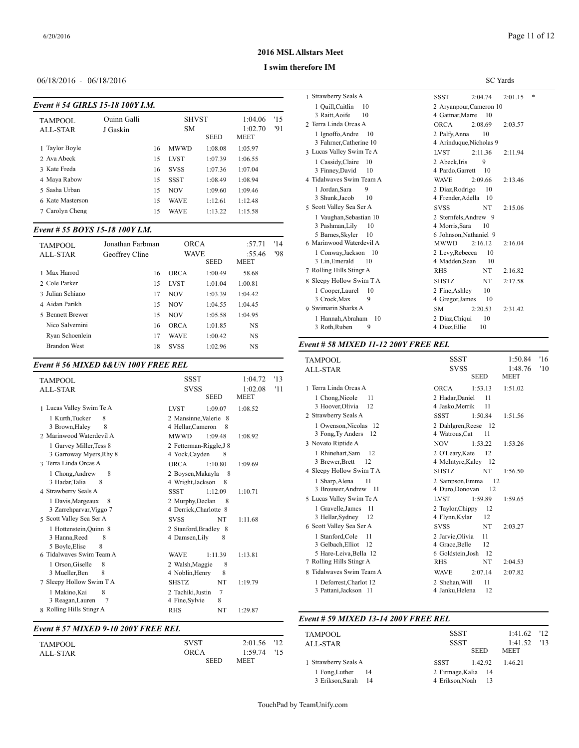## 2016 MSL Allstars Meet

### I swim therefore IM

06/18/2016 - 06/18/2016

SC Yards

### Event # 54 GIRLS 15-18 100Y I.M.

| | | | | | | |
|---|---|---|---|---|---|---|
| TAMPOOL | Quinn Galli | | SHVST | | 1:04.06 | '15 |
| ALL-STAR | J Gaskin | | SM | | 1:02.70 | '91 |
| | | | | SEED | MEET | |
| 1 Taylor Boyle | | 16 | MWWD | 1:08.08 | 1:05.97 | |
| 2 Ava Abeck | | 15 | LVST | 1:07.39 | 1:06.55 | |
| 3 Kate Freda | | 16 | SVSS | 1:07.36 | 1:07.04 | |
| 4 Maya Rabow | | 15 | SSST | 1:08.49 | 1:08.94 | |
| 5 Sasha Urban | | 15 | NOV | 1:09.60 | 1:09.46 | |
| 6 Kate Masterson | | 15 | WAVE | 1:12.61 | 1:12.48 | |
| 7 Carolyn Cheng | | 15 | WAVE | 1:13.22 | 1:15.58 | |

### Event # 55 BOYS 15-18 100Y I.M.

| | | | | | | |
|---|---|---|---|---|---|---|
| TAMPOOL | Jonathan Farbman | | ORCA | | :57.71 | '14 |
| ALL-STAR | Geoffrey Cline | | WAVE | | :55.46 | '98 |
| | | | | SEED | MEET | |
| 1 Max Harrod | | 16 | ORCA | 1:00.49 | 58.68 | |
| 2 Cole Parker | | 15 | LVST | 1:01.04 | 1:00.81 | |
| 3 Julian Schiano | | 17 | NOV | 1:03.39 | 1:04.42 | |
| 4 Aidan Parikh | | 15 | NOV | 1:04.55 | 1:04.45 | |
| 5 Bennett Brewer | | 15 | NOV | 1:05.58 | 1:04.95 | |
| Nico Salvemini | | 16 | ORCA | 1:01.85 | NS | |
| Ryan Schoenlein | | 17 | WAVE | 1:00.42 | NS | |
| Brandon West | | 18 | SVSS | 1:02.96 | NS | |

### Event # 56 MIXED 8&UN 100Y FREE REL

| | | | | |
|---|---|---|---|---|
| TAMPOOL | SSST | | 1:04.72 | '13 |
| ALL-STAR | SVSS | | 1:02.08 | '11 |
| | | SEED | MEET | |
| 1 Lucas Valley Swim Te A | LVST | 1:09.07 | 1:08.52 | |
| 1 Kurth,Tucker 8 | 2 Mansinne,Valerie 8 | | | |
| 3 Brown,Haley 8 | 4 Hellar,Cameron 8 | | | |
| 2 Marinwood Waterdevil A | MWWD | 1:09.48 | 1:08.92 | |
| 1 Garvey Miller,Tess 8 | 2 Fetterman-Riggle,J 8 | | | |
| 3 Garroway Myers,Rhy 8 | 4 Yock,Cayden 8 | | | |
| 3 Terra Linda Orcas A | ORCA | 1:10.80 | 1:09.69 | |
| 1 Chong,Andrew 8 | 2 Boysen,Makayla 8 | | | |
| 3 Hadar,Talia 8 | 4 Wright,Jackson 8 | | | |
| 4 Strawberry Seals A | SSST | 1:12.09 | 1:10.71 | |
| 1 Davis,Margeaux 8 | 2 Murphy,Declan 8 | | | |
| 3 Zarrehparvar,Viggo 7 | 4 Derrick,Charlotte 8 | | | |
| 5 Scott Valley Sea Ser A | SVSS | NT | 1:11.68 | |
| 1 Hottenstein,Quinn 8 | 2 Stanford,Bradley 8 | | | |
| 3 Hanna,Reed 8 | 4 Damsen,Lily 8 | | | |
| 5 Boyle,Elise 8 | | | | |
| 6 Tidalwaves Swim Team A | WAVE | 1:11.39 | 1:13.81 | |
| 1 Orson,Giselle 8 | 2 Walsh,Maggie 8 | | | |
| 3 Mueller,Ben 8 | 4 Noblin,Henry 8 | | | |
| 7 Sleepy Hollow Swim T A | SHSTZ | NT | 1:19.79 | |
| 1 Makino,Kai 8 | 2 Tachiki,Justin 7 | | | |
| 3 Reagan,Lauren 7 | 4 Fine,Sylvie 8 | | | |
| 8 Rolling Hills Stingr A | RHS | NT | 1:29.87 | |

### Event # 57 MIXED 9-10 200Y FREE REL

| | | | | |
|---|---|---|---|---|
| TAMPOOL | SVST | | 2:01.56 | '12 |
| ALL-STAR | ORCA | | 1:59.74 | '15 |
| | | SEED | MEET | |
| 1 Strawberry Seals A | SSST | 2:04.74 | 2:01.15 * | |
| 1 Quill,Caitlin 10 | 2 Aryanpour,Cameron 10 | | | |
| 3 Raitt,Aoife 10 | 4 Gattnar,Marre 10 | | | |
| 2 Terra Linda Orcas A | ORCA | 2:08.69 | 2:03.57 | |
| 1 Ignoffo,Andre 10 | 2 Palfy,Anna 10 | | | |
| 3 Fahrner,Catherine 10 | 4 Arinduque,Nicholas 9 | | | |
| 3 Lucas Valley Swim Te A | LVST | 2:11.36 | 2:11.94 | |
| 1 Cassidy,Claire 10 | 2 Abeck,Iris 9 | | | |
| 3 Finney,David 10 | 4 Pardo,Garrett 10 | | | |
| 4 Tidalwaves Swim Team A | WAVE | 2:09.66 | 2:13.46 | |
| 1 Jordan,Sara 9 | 2 Diaz,Rodrigo 10 | | | |
| 3 Shunk,Jacob 10 | 4 Frender,Adella 10 | | | |
| 5 Scott Valley Sea Ser A | SVSS | NT | 2:15.06 | |
| 1 Vaughan,Sebastian 10 | 2 Sternfels,Andrew 9 | | | |
| 3 Pashman,Lily 10 | 4 Morris,Sara 10 | | | |
| 5 Barnes,Skyler 10 | 6 Johnson,Nathaniel 9 | | | |
| 6 Marinwood Waterdevil A | MWWD | 2:16.12 | 2:16.04 | |
| 1 Conway,Jackson 10 | 2 Levy,Rebecca 10 | | | |
| 3 Lin,Emerald 10 | 4 Madden,Sean 10 | | | |
| 7 Rolling Hills Stingr A | RHS | NT | 2:16.82 | |
| 8 Sleepy Hollow Swim T A | SHSTZ | NT | 2:17.58 | |
| 1 Cooper,Laurel 10 | 2 Fine,Ashley 10 | | | |
| 3 Crock,Max 9 | 4 Gregor,James 10 | | | |
| 9 Swimarin Sharks A | SM | 2:20.53 | 2:31.42 | |
| 1 Hannah,Abraham 10 | 2 Diaz,Chiqui 10 | | | |
| 3 Roth,Ruben 9 | 4 Diaz,Ellie 10 | | | |

### Event # 58 MIXED 11-12 200Y FREE REL

| | | | | |
|---|---|---|---|---|
| TAMPOOL | SSST | | 1:50.84 | '16 |
| ALL-STAR | SVSS | | 1:48.76 | '10 |
| | | SEED | MEET | |
| 1 Terra Linda Orcas A | ORCA | 1:53.13 | 1:51.02 | |
| 1 Chong,Nicole 11 | 2 Hadar,Daniel 11 | | | |
| 3 Hoover,Olivia 12 | 4 Jasko,Merrik 11 | | | |
| 2 Strawberry Seals A | SSST | 1:50.84 | 1:51.56 | |
| 1 Owenson,Nicolas 12 | 2 Dahlgren,Reese 12 | | | |
| 3 Fong,Ty Anders 12 | 4 Watrous,Cat 11 | | | |
| 3 Novato Riptide A | NOV | 1:53.22 | 1:53.26 | |
| 1 Rhinehart,Sam 12 | 2 O'Leary,Kate 12 | | | |
| 3 Brewer,Brett 12 | 4 McIntyre,Kaley 12 | | | |
| 4 Sleepy Hollow Swim T A | SHSTZ | NT | 1:56.50 | |
| 1 Sharp,Alena 11 | 2 Sampson,Emma 12 | | | |
| 3 Brouwer,Andrew 11 | 4 Duro,Donovan 12 | | | |
| 5 Lucas Valley Swim Te A | LVST | 1:59.89 | 1:59.65 | |
| 1 Gravelle,James 11 | 2 Taylor,Chippy 12 | | | |
| 3 Hellar,Sydney 12 | 4 Flynn,Kylar 12 | | | |
| 6 Scott Valley Sea Ser A | SVSS | NT | 2:03.27 | |
| 1 Stanford,Cole 11 | 2 Jarvie,Olivia 11 | | | |
| 3 Gelbach,Elliot 12 | 4 Grace,Belle 12 | | | |
| 5 Hare-Leiva,Bella 12 | 6 Goldstein,Josh 12 | | | |
| 7 Rolling Hills Stingr A | RHS | NT | 2:04.53 | |
| 8 Tidalwaves Swim Team A | WAVE | 2:07.14 | 2:07.82 | |
| 1 Deforrest,Charlot 12 | 2 Shehan,Will 11 | | | |
| 3 Pattani,Jackson 11 | 4 Janku,Helena 12 | | | |

### Event # 59 MIXED 13-14 200Y FREE REL

| | | | | |
|---|---|---|---|---|
| TAMPOOL | SSST | | 1:41.62 | '12 |
| ALL-STAR | SSST | | 1:41.52 | '13 |
| | | SEED | MEET | |
| 1 Strawberry Seals A | SSST | 1:42.92 | 1:46.21 | |
| 1 Fong,Luther 14 | 2 Firmage,Kalia 14 | | | |
| 3 Erikson,Sarah 14 | 4 Erikson,Noah 13 | | | |

TouchPad by TeamUnify.com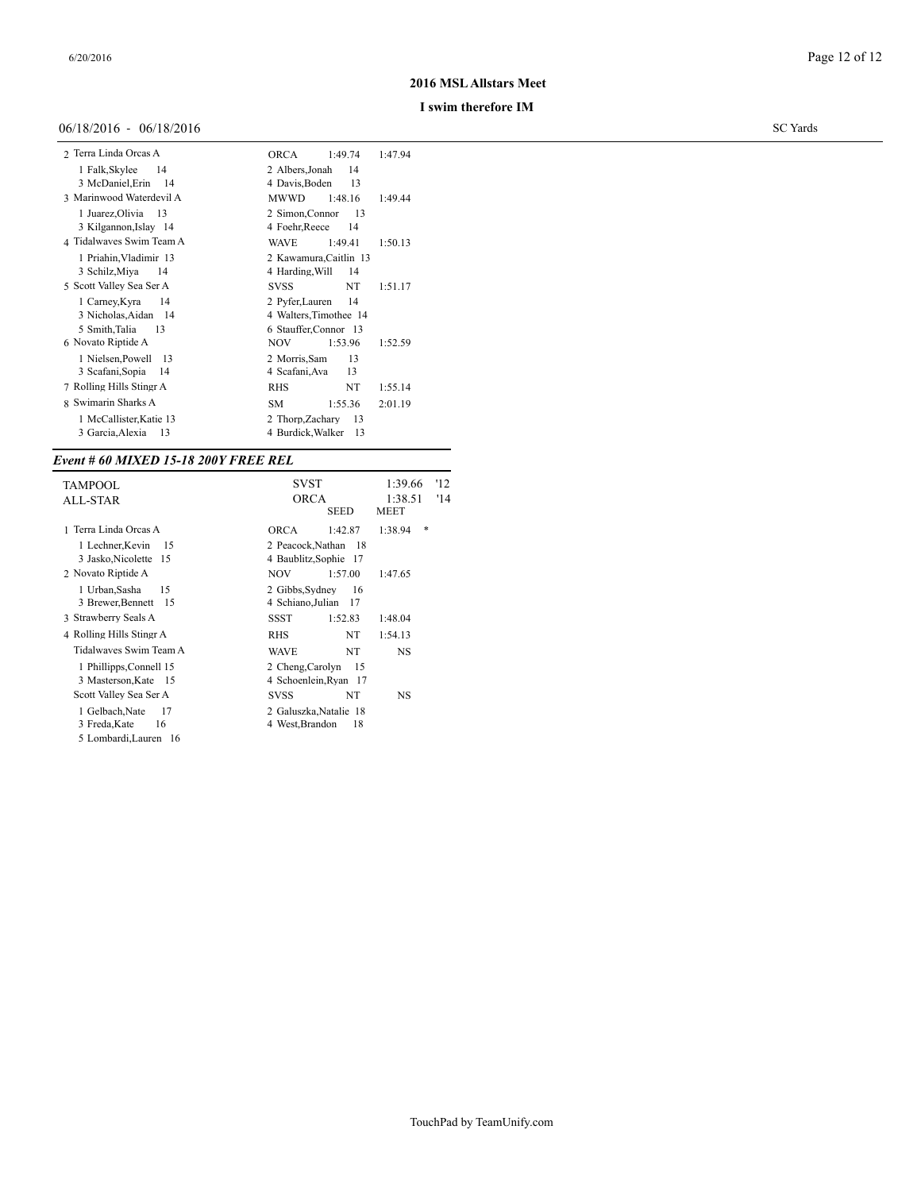## 2016 MSL Allstars Meet

### I swim therefore IM

06/18/2016 - 06/18/2016 SC Yards

| | | | |
|---|---|---|---|
| 2 Terra Linda Orcas A | ORCA | 1:49.74 | 1:47.94 |
| 1 Falk,Skylee 14 | 2 Albers,Jonah 14 | | |
| 3 McDaniel,Erin 14 | 4 Davis,Boden 13 | | |
| 3 Marinwood Waterdevil A | MWWD | 1:48.16 | 1:49.44 |
| 1 Juarez,Olivia 13 | 2 Simon,Connor 13 | | |
| 3 Kilgannon,Islay 14 | 4 Foehr,Reece 14 | | |
| 4 Tidalwaves Swim Team A | WAVE | 1:49.41 | 1:50.13 |
| 1 Priahin,Vladimir 13 | 2 Kawamura,Caitlin 13 | | |
| 3 Schilz,Miya 14 | 4 Harding,Will 14 | | |
| 5 Scott Valley Sea Ser A | SVSS | NT | 1:51.17 |
| 1 Carney,Kyra 14 | 2 Pyfer,Lauren 14 | | |
| 3 Nicholas,Aidan 14 | 4 Walters,Timothee 14 | | |
| 5 Smith,Talia 13 | 6 Stauffer,Connor 13 | | |
| 6 Novato Riptide A | NOV | 1:53.96 | 1:52.59 |
| 1 Nielsen,Powell 13 | 2 Morris,Sam 13 | | |
| 3 Scafani,Sopia 14 | 4 Scafani,Ava 13 | | |
| 7 Rolling Hills Stingr A | RHS | NT | 1:55.14 |
| 8 Swimarin Sharks A | SM | 1:55.36 | 2:01.19 |
| 1 McCallister,Katie 13 | 2 Thorp,Zachary 13 | | |
| 3 Garcia,Alexia 13 | 4 Burdick,Walker 13 | | |

### *Event # 60 MIXED 15-18 200Y FREE REL*

| | | | | |
|---|---|---|---|---|
| TAMPOOL | SVST | | 1:39.66 | '12 |
| ALL-STAR | ORCA | | 1:38.51 | '14 |
| | | SEED | MEET | |
| 1 Terra Linda Orcas A | ORCA | 1:42.87 | 1:38.94 | * |
| 1 Lechner,Kevin 15 | 2 Peacock,Nathan 18 | | | |
| 3 Jasko,Nicolette 15 | 4 Baublitz,Sophie 17 | | | |
| 2 Novato Riptide A | NOV | 1:57.00 | 1:47.65 | |
| 1 Urban,Sasha 15 | 2 Gibbs,Sydney 16 | | | |
| 3 Brewer,Bennett 15 | 4 Schiano,Julian 17 | | | |
| 3 Strawberry Seals A | SSST | 1:52.83 | 1:48.04 | |
| 4 Rolling Hills Stingr A | RHS | NT | 1:54.13 | |
| Tidalwaves Swim Team A | WAVE | NT | NS | |
| 1 Phillipps,Connell 15 | 2 Cheng,Carolyn 15 | | | |
| 3 Masterson,Kate 15 | 4 Schoenlein,Ryan 17 | | | |
| Scott Valley Sea Ser A | SVSS | NT | NS | |
| 1 Gelbach,Nate 17 | 2 Galuszka,Natalie 18 | | | |
| 3 Freda,Kate 16 | 4 West,Brandon 18 | | | |
| 5 Lombardi,Lauren 16 | | | | |